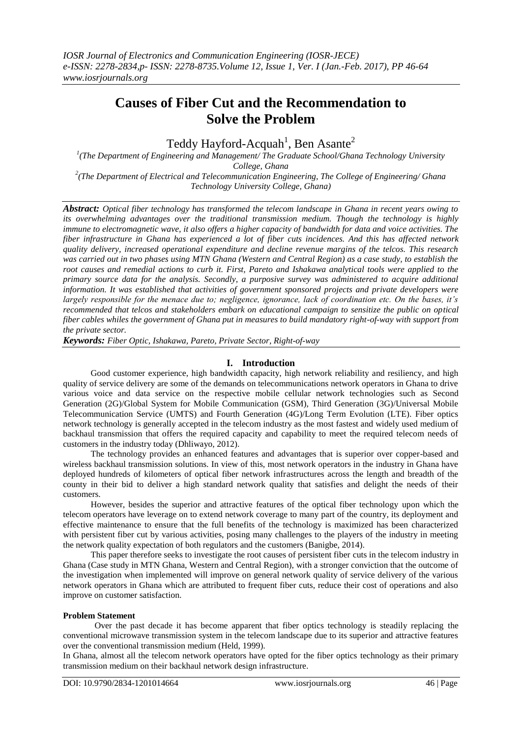# Causes of Fiber Cut and the Recommendation to Solve the Problem

Teddy Hayford-Acquah[1], Ben Asante[2]

[1](The Department of Engineering and Management/ The Graduate School/Ghana Technology University College, Ghana

[2](The Department of Electrical and Telecommunication Engineering, The College of Engineering/ Ghana Technology University College, Ghana)

***Abstract:*** *Optical fiber technology has transformed the telecom landscape in Ghana in recent years owing to its overwhelming advantages over the traditional transmission medium. Though the technology is highly immune to electromagnetic wave, it also offers a higher capacity of bandwidth for data and voice activities. The fiber infrastructure in Ghana has experienced a lot of fiber cuts incidences. And this has affected network quality delivery, increased operational expenditure and decline revenue margins of the telcos. This research was carried out in two phases using MTN Ghana (Western and Central Region) as a case study, to establish the root causes and remedial actions to curb it. First, Pareto and Ishakawa analytical tools were applied to the primary source data for the analysis. Secondly, a purposive survey was administered to acquire additional information. It was established that activities of government sponsored projects and private developers were largely responsible for the menace due to; negligence, ignorance, lack of coordination etc. On the bases, it's recommended that telcos and stakeholders embark on educational campaign to sensitize the public on optical fiber cables whiles the government of Ghana put in measures to build mandatory right-of-way with support from the private sector.*

***Keywords:*** *Fiber Optic, Ishakawa, Pareto, Private Sector, Right-of-way*

## I. Introduction

Good customer experience, high bandwidth capacity, high network reliability and resiliency, and high quality of service delivery are some of the demands on telecommunications network operators in Ghana to drive various voice and data service on the respective mobile cellular network technologies such as Second Generation (2G)/Global System for Mobile Communication (GSM), Third Generation (3G)/Universal Mobile Telecommunication Service (UMTS) and Fourth Generation (4G)/Long Term Evolution (LTE). Fiber optics network technology is generally accepted in the telecom industry as the most fastest and widely used medium of backhaul transmission that offers the required capacity and capability to meet the required telecom needs of customers in the industry today (Dhliwayo, 2012).

The technology provides an enhanced features and advantages that is superior over copper-based and wireless backhaul transmission solutions. In view of this, most network operators in the industry in Ghana have deployed hundreds of kilometers of optical fiber network infrastructures across the length and breadth of the county in their bid to deliver a high standard network quality that satisfies and delight the needs of their customers.

However, besides the superior and attractive features of the optical fiber technology upon which the telecom operators have leverage on to extend network coverage to many part of the country, its deployment and effective maintenance to ensure that the full benefits of the technology is maximized has been characterized with persistent fiber cut by various activities, posing many challenges to the players of the industry in meeting the network quality expectation of both regulators and the customers (Banigbe, 2014).

This paper therefore seeks to investigate the root causes of persistent fiber cuts in the telecom industry in Ghana (Case study in MTN Ghana, Western and Central Region), with a stronger conviction that the outcome of the investigation when implemented will improve on general network quality of service delivery of the various network operators in Ghana which are attributed to frequent fiber cuts, reduce their cost of operations and also improve on customer satisfaction.

### Problem Statement

Over the past decade it has become apparent that fiber optics technology is steadily replacing the conventional microwave transmission system in the telecom landscape due to its superior and attractive features over the conventional transmission medium (Held, 1999).

In Ghana, almost all the telecom network operators have opted for the fiber optics technology as their primary transmission medium on their backhaul network design infrastructure.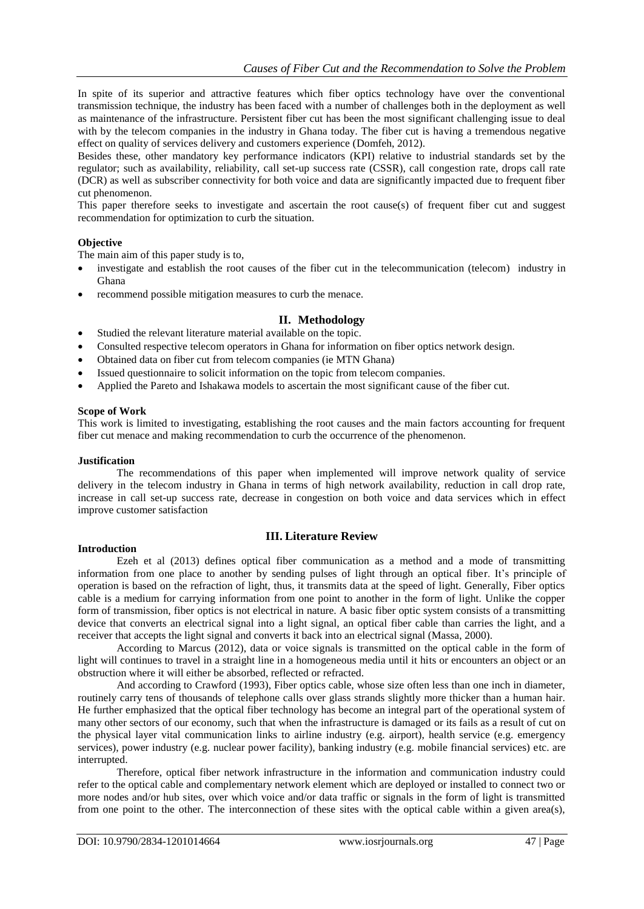In spite of its superior and attractive features which fiber optics technology have over the conventional transmission technique, the industry has been faced with a number of challenges both in the deployment as well as maintenance of the infrastructure. Persistent fiber cut has been the most significant challenging issue to deal with by the telecom companies in the industry in Ghana today. The fiber cut is having a tremendous negative effect on quality of services delivery and customers experience (Domfeh, 2012).

Besides these, other mandatory key performance indicators (KPI) relative to industrial standards set by the regulator; such as availability, reliability, call set-up success rate (CSSR), call congestion rate, drops call rate (DCR) as well as subscriber connectivity for both voice and data are significantly impacted due to frequent fiber cut phenomenon.

This paper therefore seeks to investigate and ascertain the root cause(s) of frequent fiber cut and suggest recommendation for optimization to curb the situation.

**Objective**

The main aim of this paper study is to,

- investigate and establish the root causes of the fiber cut in the telecommunication (telecom) industry in Ghana
- recommend possible mitigation measures to curb the menace.

## II. Methodology

- Studied the relevant literature material available on the topic.
- Consulted respective telecom operators in Ghana for information on fiber optics network design.
- Obtained data on fiber cut from telecom companies (ie MTN Ghana)
- Issued questionnaire to solicit information on the topic from telecom companies.
- Applied the Pareto and Ishakawa models to ascertain the most significant cause of the fiber cut.

**Scope of Work**

This work is limited to investigating, establishing the root causes and the main factors accounting for frequent fiber cut menace and making recommendation to curb the occurrence of the phenomenon.

**Justification**

The recommendations of this paper when implemented will improve network quality of service delivery in the telecom industry in Ghana in terms of high network availability, reduction in call drop rate, increase in call set-up success rate, decrease in congestion on both voice and data services which in effect improve customer satisfaction

## III. Literature Review

**Introduction**

Ezeh et al (2013) defines optical fiber communication as a method and a mode of transmitting information from one place to another by sending pulses of light through an optical fiber. It's principle of operation is based on the refraction of light, thus, it transmits data at the speed of light. Generally, Fiber optics cable is a medium for carrying information from one point to another in the form of light. Unlike the copper form of transmission, fiber optics is not electrical in nature. A basic fiber optic system consists of a transmitting device that converts an electrical signal into a light signal, an optical fiber cable than carries the light, and a receiver that accepts the light signal and converts it back into an electrical signal (Massa, 2000).

According to Marcus (2012), data or voice signals is transmitted on the optical cable in the form of light will continues to travel in a straight line in a homogeneous media until it hits or encounters an object or an obstruction where it will either be absorbed, reflected or refracted.

And according to Crawford (1993), Fiber optics cable, whose size often less than one inch in diameter, routinely carry tens of thousands of telephone calls over glass strands slightly more thicker than a human hair. He further emphasized that the optical fiber technology has become an integral part of the operational system of many other sectors of our economy, such that when the infrastructure is damaged or its fails as a result of cut on the physical layer vital communication links to airline industry (e.g. airport), health service (e.g. emergency services), power industry (e.g. nuclear power facility), banking industry (e.g. mobile financial services) etc. are interrupted.

Therefore, optical fiber network infrastructure in the information and communication industry could refer to the optical cable and complementary network element which are deployed or installed to connect two or more nodes and/or hub sites, over which voice and/or data traffic or signals in the form of light is transmitted from one point to the other. The interconnection of these sites with the optical cable within a given area(s),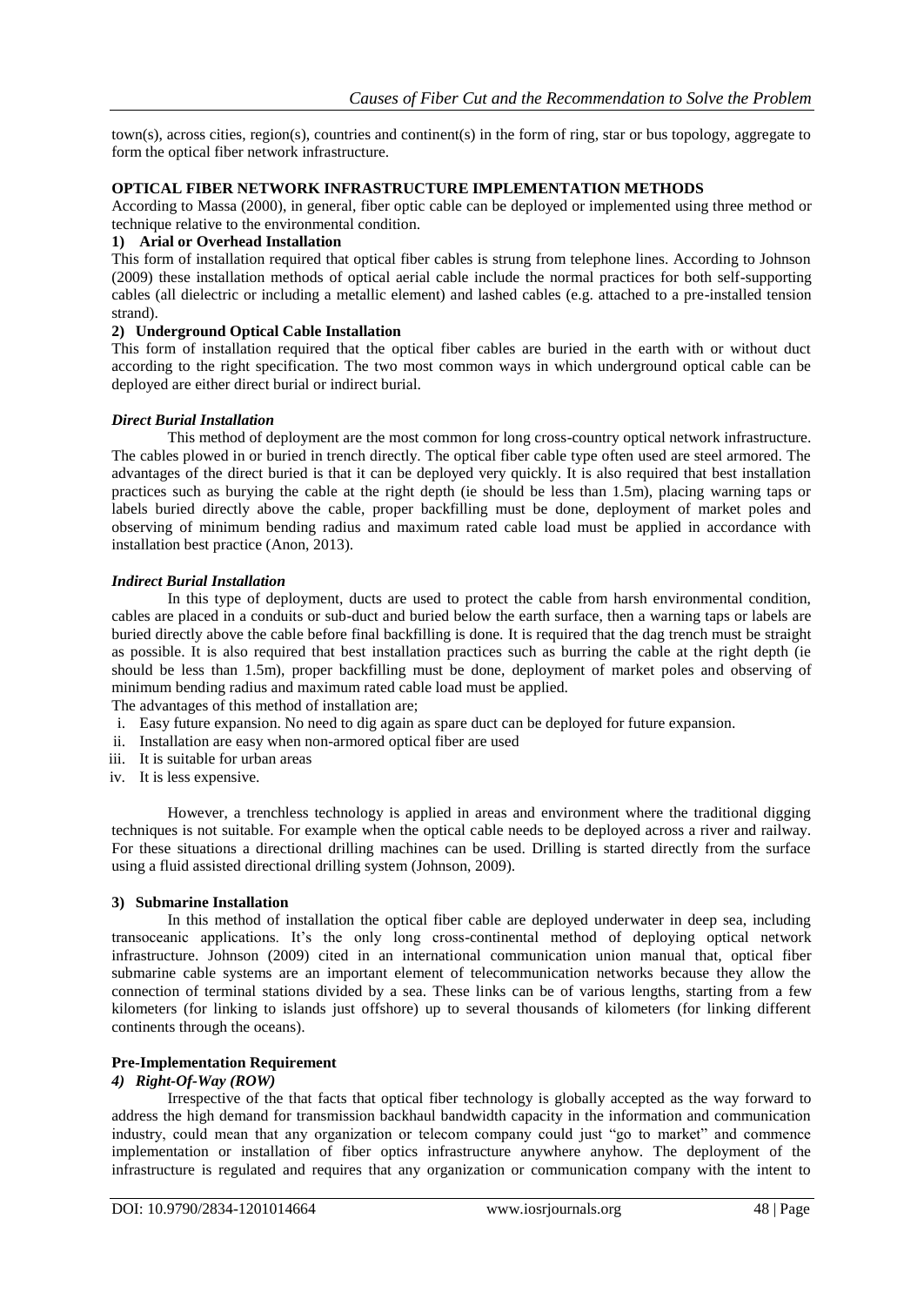town(s), across cities, region(s), countries and continent(s) in the form of ring, star or bus topology, aggregate to form the optical fiber network infrastructure.

## OPTICAL FIBER NETWORK INFRASTRUCTURE IMPLEMENTATION METHODS

According to Massa (2000), in general, fiber optic cable can be deployed or implemented using three method or technique relative to the environmental condition.

### 1) Arial or Overhead Installation

This form of installation required that optical fiber cables is strung from telephone lines. According to Johnson (2009) these installation methods of optical aerial cable include the normal practices for both self-supporting cables (all dielectric or including a metallic element) and lashed cables (e.g. attached to a pre-installed tension strand).

### 2) Underground Optical Cable Installation

This form of installation required that the optical fiber cables are buried in the earth with or without duct according to the right specification. The two most common ways in which underground optical cable can be deployed are either direct burial or indirect burial.

#### *Direct Burial Installation*

This method of deployment are the most common for long cross-country optical network infrastructure. The cables plowed in or buried in trench directly. The optical fiber cable type often used are steel armored. The advantages of the direct buried is that it can be deployed very quickly. It is also required that best installation practices such as burying the cable at the right depth (ie should be less than 1.5m), placing warning taps or labels buried directly above the cable, proper backfilling must be done, deployment of market poles and observing of minimum bending radius and maximum rated cable load must be applied in accordance with installation best practice (Anon, 2013).

#### *Indirect Burial Installation*

In this type of deployment, ducts are used to protect the cable from harsh environmental condition, cables are placed in a conduits or sub-duct and buried below the earth surface, then a warning taps or labels are buried directly above the cable before final backfilling is done. It is required that the dag trench must be straight as possible. It is also required that best installation practices such as burring the cable at the right depth (ie should be less than 1.5m), proper backfilling must be done, deployment of market poles and observing of minimum bending radius and maximum rated cable load must be applied.

The advantages of this method of installation are;

- i. Easy future expansion. No need to dig again as spare duct can be deployed for future expansion.
- ii. Installation are easy when non-armored optical fiber are used
- iii. It is suitable for urban areas
- iv. It is less expensive.

However, a trenchless technology is applied in areas and environment where the traditional digging techniques is not suitable. For example when the optical cable needs to be deployed across a river and railway. For these situations a directional drilling machines can be used. Drilling is started directly from the surface using a fluid assisted directional drilling system (Johnson, 2009).

### 3) Submarine Installation

In this method of installation the optical fiber cable are deployed underwater in deep sea, including transoceanic applications. It's the only long cross-continental method of deploying optical network infrastructure. Johnson (2009) cited in an international communication union manual that, optical fiber submarine cable systems are an important element of telecommunication networks because they allow the connection of terminal stations divided by a sea. These links can be of various lengths, starting from a few kilometers (for linking to islands just offshore) up to several thousands of kilometers (for linking different continents through the oceans).

## Pre-Implementation Requirement

### *4) Right-Of-Way (ROW)*

Irrespective of the that facts that optical fiber technology is globally accepted as the way forward to address the high demand for transmission backhaul bandwidth capacity in the information and communication industry, could mean that any organization or telecom company could just "go to market" and commence implementation or installation of fiber optics infrastructure anywhere anyhow. The deployment of the infrastructure is regulated and requires that any organization or communication company with the intent to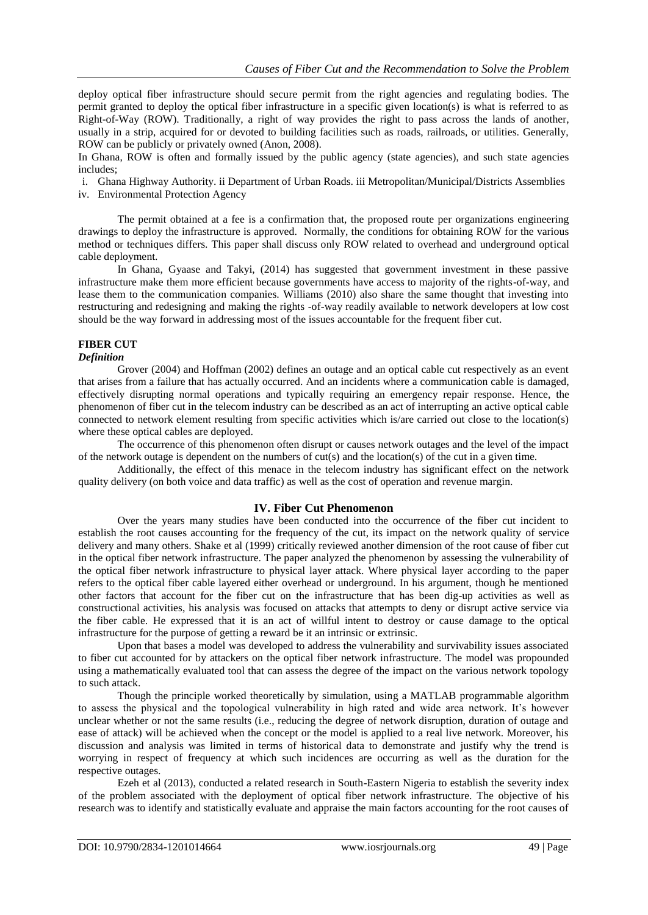deploy optical fiber infrastructure should secure permit from the right agencies and regulating bodies. The permit granted to deploy the optical fiber infrastructure in a specific given location(s) is what is referred to as Right-of-Way (ROW). Traditionally, a right of way provides the right to pass across the lands of another, usually in a strip, acquired for or devoted to building facilities such as roads, railroads, or utilities. Generally, ROW can be publicly or privately owned (Anon, 2008).

In Ghana, ROW is often and formally issued by the public agency (state agencies), and such state agencies includes;

i. Ghana Highway Authority. ii Department of Urban Roads. iii Metropolitan/Municipal/Districts Assemblies
iv. Environmental Protection Agency

The permit obtained at a fee is a confirmation that, the proposed route per organizations engineering drawings to deploy the infrastructure is approved. Normally, the conditions for obtaining ROW for the various method or techniques differs. This paper shall discuss only ROW related to overhead and underground optical cable deployment.

In Ghana, Gyaase and Takyi, (2014) has suggested that government investment in these passive infrastructure make them more efficient because governments have access to majority of the rights-of-way, and lease them to the communication companies. Williams (2010) also share the same thought that investing into restructuring and redesigning and making the rights -of-way readily available to network developers at low cost should be the way forward in addressing most of the issues accountable for the frequent fiber cut.

### FIBER CUT

#### *Definition*

Grover (2004) and Hoffman (2002) defines an outage and an optical cable cut respectively as an event that arises from a failure that has actually occurred. And an incidents where a communication cable is damaged, effectively disrupting normal operations and typically requiring an emergency repair response. Hence, the phenomenon of fiber cut in the telecom industry can be described as an act of interrupting an active optical cable connected to network element resulting from specific activities which is/are carried out close to the location(s) where these optical cables are deployed.

The occurrence of this phenomenon often disrupt or causes network outages and the level of the impact of the network outage is dependent on the numbers of cut(s) and the location(s) of the cut in a given time.

Additionally, the effect of this menace in the telecom industry has significant effect on the network quality delivery (on both voice and data traffic) as well as the cost of operation and revenue margin.

## IV. Fiber Cut Phenomenon

Over the years many studies have been conducted into the occurrence of the fiber cut incident to establish the root causes accounting for the frequency of the cut, its impact on the network quality of service delivery and many others. Shake et al (1999) critically reviewed another dimension of the root cause of fiber cut in the optical fiber network infrastructure. The paper analyzed the phenomenon by assessing the vulnerability of the optical fiber network infrastructure to physical layer attack. Where physical layer according to the paper refers to the optical fiber cable layered either overhead or underground. In his argument, though he mentioned other factors that account for the fiber cut on the infrastructure that has been dig-up activities as well as constructional activities, his analysis was focused on attacks that attempts to deny or disrupt active service via the fiber cable. He expressed that it is an act of willful intent to destroy or cause damage to the optical infrastructure for the purpose of getting a reward be it an intrinsic or extrinsic.

Upon that bases a model was developed to address the vulnerability and survivability issues associated to fiber cut accounted for by attackers on the optical fiber network infrastructure. The model was propounded using a mathematically evaluated tool that can assess the degree of the impact on the various network topology to such attack.

Though the principle worked theoretically by simulation, using a MATLAB programmable algorithm to assess the physical and the topological vulnerability in high rated and wide area network. It's however unclear whether or not the same results (i.e., reducing the degree of network disruption, duration of outage and ease of attack) will be achieved when the concept or the model is applied to a real live network. Moreover, his discussion and analysis was limited in terms of historical data to demonstrate and justify why the trend is worrying in respect of frequency at which such incidences are occurring as well as the duration for the respective outages.

Ezeh et al (2013), conducted a related research in South-Eastern Nigeria to establish the severity index of the problem associated with the deployment of optical fiber network infrastructure. The objective of his research was to identify and statistically evaluate and appraise the main factors accounting for the root causes of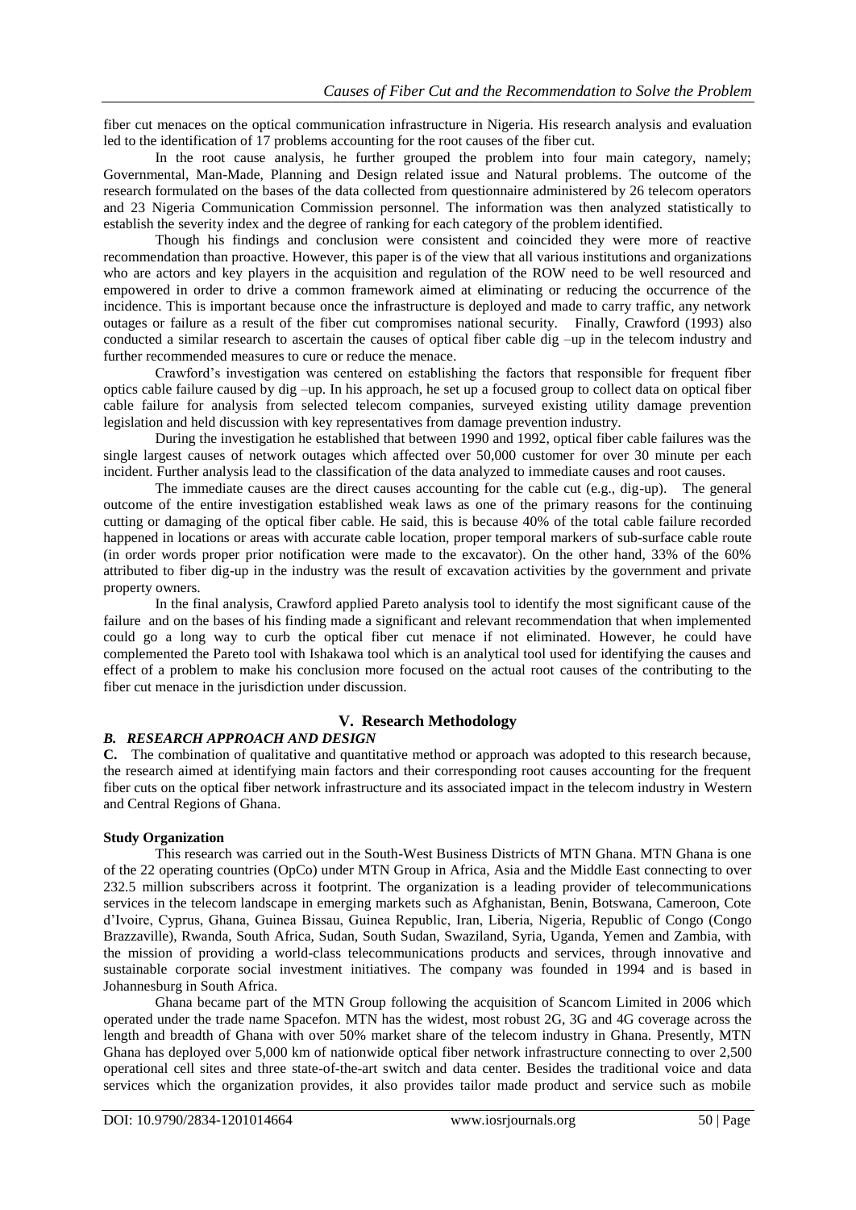fiber cut menaces on the optical communication infrastructure in Nigeria. His research analysis and evaluation led to the identification of 17 problems accounting for the root causes of the fiber cut.

In the root cause analysis, he further grouped the problem into four main category, namely; Governmental, Man-Made, Planning and Design related issue and Natural problems. The outcome of the research formulated on the bases of the data collected from questionnaire administered by 26 telecom operators and 23 Nigeria Communication Commission personnel. The information was then analyzed statistically to establish the severity index and the degree of ranking for each category of the problem identified.

Though his findings and conclusion were consistent and coincided they were more of reactive recommendation than proactive. However, this paper is of the view that all various institutions and organizations who are actors and key players in the acquisition and regulation of the ROW need to be well resourced and empowered in order to drive a common framework aimed at eliminating or reducing the occurrence of the incidence. This is important because once the infrastructure is deployed and made to carry traffic, any network outages or failure as a result of the fiber cut compromises national security. Finally, Crawford (1993) also conducted a similar research to ascertain the causes of optical fiber cable dig –up in the telecom industry and further recommended measures to cure or reduce the menace.

Crawford's investigation was centered on establishing the factors that responsible for frequent fiber optics cable failure caused by dig –up. In his approach, he set up a focused group to collect data on optical fiber cable failure for analysis from selected telecom companies, surveyed existing utility damage prevention legislation and held discussion with key representatives from damage prevention industry.

During the investigation he established that between 1990 and 1992, optical fiber cable failures was the single largest causes of network outages which affected over 50,000 customer for over 30 minute per each incident. Further analysis lead to the classification of the data analyzed to immediate causes and root causes.

The immediate causes are the direct causes accounting for the cable cut (e.g., dig-up). The general outcome of the entire investigation established weak laws as one of the primary reasons for the continuing cutting or damaging of the optical fiber cable. He said, this is because 40% of the total cable failure recorded happened in locations or areas with accurate cable location, proper temporal markers of sub-surface cable route (in order words proper prior notification were made to the excavator). On the other hand, 33% of the 60% attributed to fiber dig-up in the industry was the result of excavation activities by the government and private property owners.

In the final analysis, Crawford applied Pareto analysis tool to identify the most significant cause of the failure and on the bases of his finding made a significant and relevant recommendation that when implemented could go a long way to curb the optical fiber cut menace if not eliminated. However, he could have complemented the Pareto tool with Ishakawa tool which is an analytical tool used for identifying the causes and effect of a problem to make his conclusion more focused on the actual root causes of the contributing to the fiber cut menace in the jurisdiction under discussion.

## V. Research Methodology

### *B. RESEARCH APPROACH AND DESIGN*

**C.** The combination of qualitative and quantitative method or approach was adopted to this research because, the research aimed at identifying main factors and their corresponding root causes accounting for the frequent fiber cuts on the optical fiber network infrastructure and its associated impact in the telecom industry in Western and Central Regions of Ghana.

**Study Organization**

This research was carried out in the South-West Business Districts of MTN Ghana. MTN Ghana is one of the 22 operating countries (OpCo) under MTN Group in Africa, Asia and the Middle East connecting to over 232.5 million subscribers across it footprint. The organization is a leading provider of telecommunications services in the telecom landscape in emerging markets such as Afghanistan, Benin, Botswana, Cameroon, Cote d'Ivoire, Cyprus, Ghana, Guinea Bissau, Guinea Republic, Iran, Liberia, Nigeria, Republic of Congo (Congo Brazzaville), Rwanda, South Africa, Sudan, South Sudan, Swaziland, Syria, Uganda, Yemen and Zambia, with the mission of providing a world-class telecommunications products and services, through innovative and sustainable corporate social investment initiatives. The company was founded in 1994 and is based in Johannesburg in South Africa.

Ghana became part of the MTN Group following the acquisition of Scancom Limited in 2006 which operated under the trade name Spacefon. MTN has the widest, most robust 2G, 3G and 4G coverage across the length and breadth of Ghana with over 50% market share of the telecom industry in Ghana. Presently, MTN Ghana has deployed over 5,000 km of nationwide optical fiber network infrastructure connecting to over 2,500 operational cell sites and three state-of-the-art switch and data center. Besides the traditional voice and data services which the organization provides, it also provides tailor made product and service such as mobile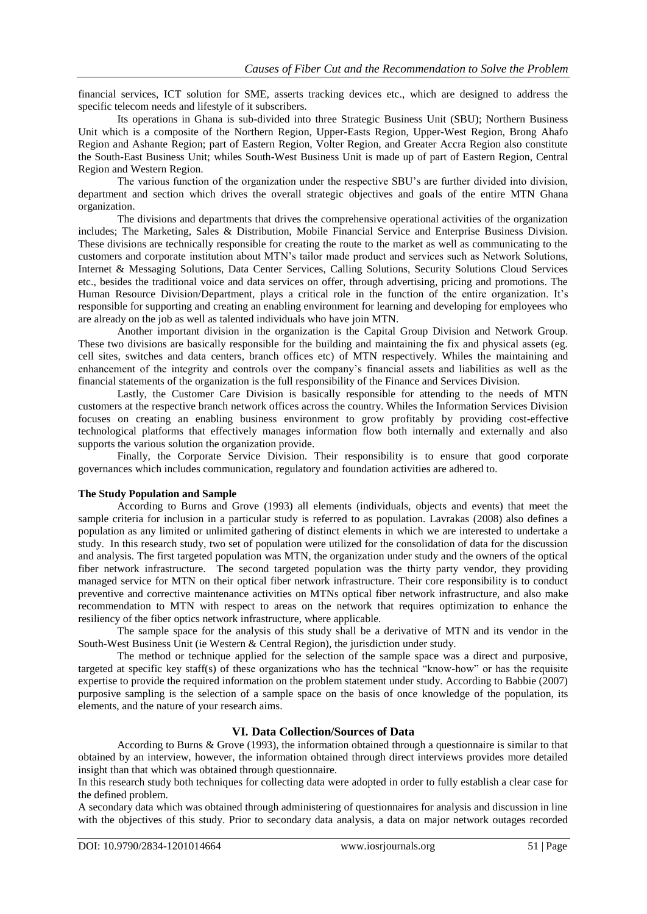financial services, ICT solution for SME, asserts tracking devices etc., which are designed to address the specific telecom needs and lifestyle of it subscribers.

Its operations in Ghana is sub-divided into three Strategic Business Unit (SBU); Northern Business Unit which is a composite of the Northern Region, Upper-Easts Region, Upper-West Region, Brong Ahafo Region and Ashante Region; part of Eastern Region, Volter Region, and Greater Accra Region also constitute the South-East Business Unit; whiles South-West Business Unit is made up of part of Eastern Region, Central Region and Western Region.

The various function of the organization under the respective SBU's are further divided into division, department and section which drives the overall strategic objectives and goals of the entire MTN Ghana organization.

The divisions and departments that drives the comprehensive operational activities of the organization includes; The Marketing, Sales & Distribution, Mobile Financial Service and Enterprise Business Division. These divisions are technically responsible for creating the route to the market as well as communicating to the customers and corporate institution about MTN's tailor made product and services such as Network Solutions, Internet & Messaging Solutions, Data Center Services, Calling Solutions, Security Solutions Cloud Services etc., besides the traditional voice and data services on offer, through advertising, pricing and promotions. The Human Resource Division/Department, plays a critical role in the function of the entire organization. It's responsible for supporting and creating an enabling environment for learning and developing for employees who are already on the job as well as talented individuals who have join MTN.

Another important division in the organization is the Capital Group Division and Network Group. These two divisions are basically responsible for the building and maintaining the fix and physical assets (eg. cell sites, switches and data centers, branch offices etc) of MTN respectively. Whiles the maintaining and enhancement of the integrity and controls over the company's financial assets and liabilities as well as the financial statements of the organization is the full responsibility of the Finance and Services Division.

Lastly, the Customer Care Division is basically responsible for attending to the needs of MTN customers at the respective branch network offices across the country. Whiles the Information Services Division focuses on creating an enabling business environment to grow profitably by providing cost-effective technological platforms that effectively manages information flow both internally and externally and also supports the various solution the organization provide.

Finally, the Corporate Service Division. Their responsibility is to ensure that good corporate governances which includes communication, regulatory and foundation activities are adhered to.

**The Study Population and Sample**

According to Burns and Grove (1993) all elements (individuals, objects and events) that meet the sample criteria for inclusion in a particular study is referred to as population. Lavrakas (2008) also defines a population as any limited or unlimited gathering of distinct elements in which we are interested to undertake a study. In this research study, two set of population were utilized for the consolidation of data for the discussion and analysis. The first targeted population was MTN, the organization under study and the owners of the optical fiber network infrastructure. The second targeted population was the thirty party vendor, they providing managed service for MTN on their optical fiber network infrastructure. Their core responsibility is to conduct preventive and corrective maintenance activities on MTNs optical fiber network infrastructure, and also make recommendation to MTN with respect to areas on the network that requires optimization to enhance the resiliency of the fiber optics network infrastructure, where applicable.

The sample space for the analysis of this study shall be a derivative of MTN and its vendor in the South-West Business Unit (ie Western & Central Region), the jurisdiction under study.

The method or technique applied for the selection of the sample space was a direct and purposive, targeted at specific key staff(s) of these organizations who has the technical "know-how" or has the requisite expertise to provide the required information on the problem statement under study. According to Babbie (2007) purposive sampling is the selection of a sample space on the basis of once knowledge of the population, its elements, and the nature of your research aims.

## VI. Data Collection/Sources of Data

According to Burns & Grove (1993), the information obtained through a questionnaire is similar to that obtained by an interview, however, the information obtained through direct interviews provides more detailed insight than that which was obtained through questionnaire.

In this research study both techniques for collecting data were adopted in order to fully establish a clear case for the defined problem.

A secondary data which was obtained through administering of questionnaires for analysis and discussion in line with the objectives of this study. Prior to secondary data analysis, a data on major network outages recorded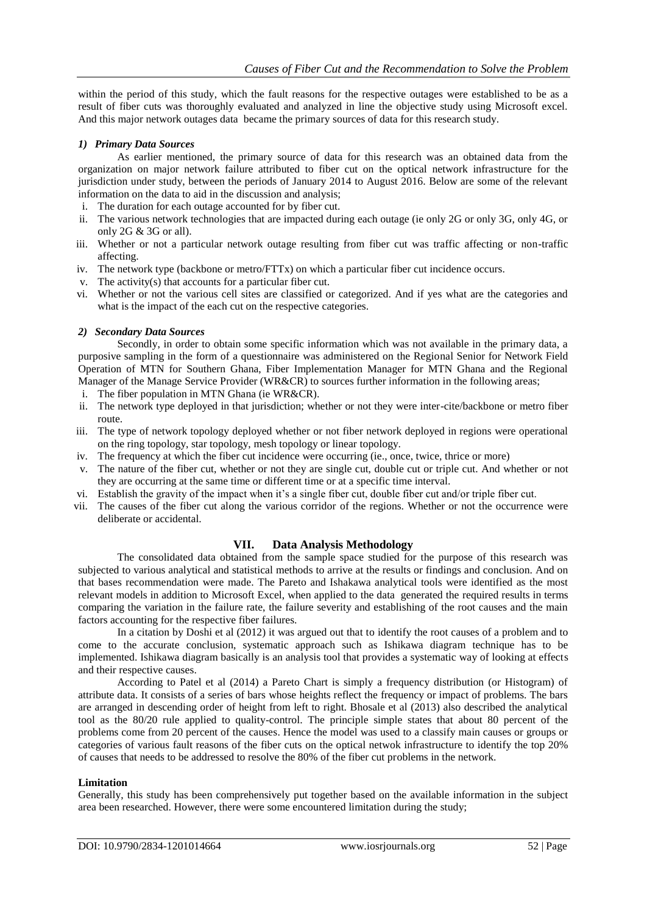within the period of this study, which the fault reasons for the respective outages were established to be as a result of fiber cuts was thoroughly evaluated and analyzed in line the objective study using Microsoft excel. And this major network outages data became the primary sources of data for this research study.

### *1) Primary Data Sources*

As earlier mentioned, the primary source of data for this research was an obtained data from the organization on major network failure attributed to fiber cut on the optical network infrastructure for the jurisdiction under study, between the periods of January 2014 to August 2016. Below are some of the relevant information on the data to aid in the discussion and analysis;

i. The duration for each outage accounted for by fiber cut.
ii. The various network technologies that are impacted during each outage (ie only 2G or only 3G, only 4G, or only 2G & 3G or all).
iii. Whether or not a particular network outage resulting from fiber cut was traffic affecting or non-traffic affecting.
iv. The network type (backbone or metro/FTTx) on which a particular fiber cut incidence occurs.
v. The activity(s) that accounts for a particular fiber cut.
vi. Whether or not the various cell sites are classified or categorized. And if yes what are the categories and what is the impact of the each cut on the respective categories.

### *2) Secondary Data Sources*

Secondly, in order to obtain some specific information which was not available in the primary data, a purposive sampling in the form of a questionnaire was administered on the Regional Senior for Network Field Operation of MTN for Southern Ghana, Fiber Implementation Manager for MTN Ghana and the Regional Manager of the Manage Service Provider (WR&CR) to sources further information in the following areas;

i. The fiber population in MTN Ghana (ie WR&CR).
ii. The network type deployed in that jurisdiction; whether or not they were inter-cite/backbone or metro fiber route.
iii. The type of network topology deployed whether or not fiber network deployed in regions were operational on the ring topology, star topology, mesh topology or linear topology.
iv. The frequency at which the fiber cut incidence were occurring (ie., once, twice, thrice or more)
v. The nature of the fiber cut, whether or not they are single cut, double cut or triple cut. And whether or not they are occurring at the same time or different time or at a specific time interval.
vi. Establish the gravity of the impact when it's a single fiber cut, double fiber cut and/or triple fiber cut.
vii. The causes of the fiber cut along the various corridor of the regions. Whether or not the occurrence were deliberate or accidental.

## VII. Data Analysis Methodology

The consolidated data obtained from the sample space studied for the purpose of this research was subjected to various analytical and statistical methods to arrive at the results or findings and conclusion. And on that bases recommendation were made. The Pareto and Ishakawa analytical tools were identified as the most relevant models in addition to Microsoft Excel, when applied to the data generated the required results in terms comparing the variation in the failure rate, the failure severity and establishing of the root causes and the main factors accounting for the respective fiber failures.

In a citation by Doshi et al (2012) it was argued out that to identify the root causes of a problem and to come to the accurate conclusion, systematic approach such as Ishikawa diagram technique has to be implemented. Ishikawa diagram basically is an analysis tool that provides a systematic way of looking at effects and their respective causes.

According to Patel et al (2014) a Pareto Chart is simply a frequency distribution (or Histogram) of attribute data. It consists of a series of bars whose heights reflect the frequency or impact of problems. The bars are arranged in descending order of height from left to right. Bhosale et al (2013) also described the analytical tool as the 80/20 rule applied to quality-control. The principle simple states that about 80 percent of the problems come from 20 percent of the causes. Hence the model was used to a classify main causes or groups or categories of various fault reasons of the fiber cuts on the optical netwok infrastructure to identify the top 20% of causes that needs to be addressed to resolve the 80% of the fiber cut problems in the network.

**Limitation**

Generally, this study has been comprehensively put together based on the available information in the subject area been researched. However, there were some encountered limitation during the study;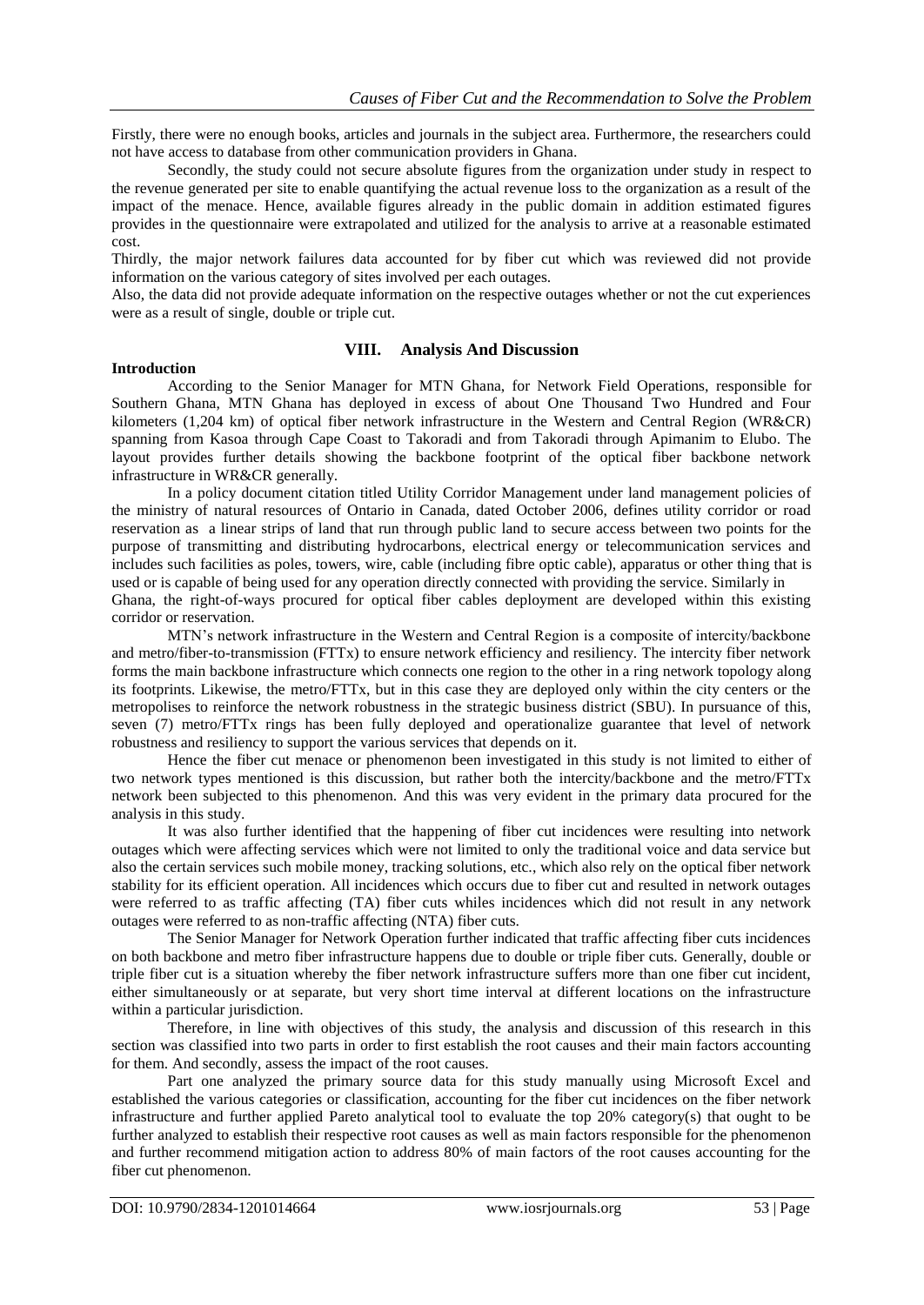Firstly, there were no enough books, articles and journals in the subject area. Furthermore, the researchers could not have access to database from other communication providers in Ghana.

Secondly, the study could not secure absolute figures from the organization under study in respect to the revenue generated per site to enable quantifying the actual revenue loss to the organization as a result of the impact of the menace. Hence, available figures already in the public domain in addition estimated figures provides in the questionnaire were extrapolated and utilized for the analysis to arrive at a reasonable estimated cost.

Thirdly, the major network failures data accounted for by fiber cut which was reviewed did not provide information on the various category of sites involved per each outages.

Also, the data did not provide adequate information on the respective outages whether or not the cut experiences were as a result of single, double or triple cut.

## VIII. Analysis And Discussion

### Introduction

According to the Senior Manager for MTN Ghana, for Network Field Operations, responsible for Southern Ghana, MTN Ghana has deployed in excess of about One Thousand Two Hundred and Four kilometers (1,204 km) of optical fiber network infrastructure in the Western and Central Region (WR&CR) spanning from Kasoa through Cape Coast to Takoradi and from Takoradi through Apimanim to Elubo. The layout provides further details showing the backbone footprint of the optical fiber backbone network infrastructure in WR&CR generally.

In a policy document citation titled Utility Corridor Management under land management policies of the ministry of natural resources of Ontario in Canada, dated October 2006, defines utility corridor or road reservation as a linear strips of land that run through public land to secure access between two points for the purpose of transmitting and distributing hydrocarbons, electrical energy or telecommunication services and includes such facilities as poles, towers, wire, cable (including fibre optic cable), apparatus or other thing that is used or is capable of being used for any operation directly connected with providing the service. Similarly in Ghana, the right-of-ways procured for optical fiber cables deployment are developed within this existing corridor or reservation.

MTN's network infrastructure in the Western and Central Region is a composite of intercity/backbone and metro/fiber-to-transmission (FTTx) to ensure network efficiency and resiliency. The intercity fiber network forms the main backbone infrastructure which connects one region to the other in a ring network topology along its footprints. Likewise, the metro/FTTx, but in this case they are deployed only within the city centers or the metropolises to reinforce the network robustness in the strategic business district (SBU). In pursuance of this, seven (7) metro/FTTx rings has been fully deployed and operationalize guarantee that level of network robustness and resiliency to support the various services that depends on it.

Hence the fiber cut menace or phenomenon been investigated in this study is not limited to either of two network types mentioned is this discussion, but rather both the intercity/backbone and the metro/FTTx network been subjected to this phenomenon. And this was very evident in the primary data procured for the analysis in this study.

It was also further identified that the happening of fiber cut incidences were resulting into network outages which were affecting services which were not limited to only the traditional voice and data service but also the certain services such mobile money, tracking solutions, etc., which also rely on the optical fiber network stability for its efficient operation. All incidences which occurs due to fiber cut and resulted in network outages were referred to as traffic affecting (TA) fiber cuts whiles incidences which did not result in any network outages were referred to as non-traffic affecting (NTA) fiber cuts.

The Senior Manager for Network Operation further indicated that traffic affecting fiber cuts incidences on both backbone and metro fiber infrastructure happens due to double or triple fiber cuts. Generally, double or triple fiber cut is a situation whereby the fiber network infrastructure suffers more than one fiber cut incident, either simultaneously or at separate, but very short time interval at different locations on the infrastructure within a particular jurisdiction.

Therefore, in line with objectives of this study, the analysis and discussion of this research in this section was classified into two parts in order to first establish the root causes and their main factors accounting for them. And secondly, assess the impact of the root causes.

Part one analyzed the primary source data for this study manually using Microsoft Excel and established the various categories or classification, accounting for the fiber cut incidences on the fiber network infrastructure and further applied Pareto analytical tool to evaluate the top 20% category(s) that ought to be further analyzed to establish their respective root causes as well as main factors responsible for the phenomenon and further recommend mitigation action to address 80% of main factors of the root causes accounting for the fiber cut phenomenon.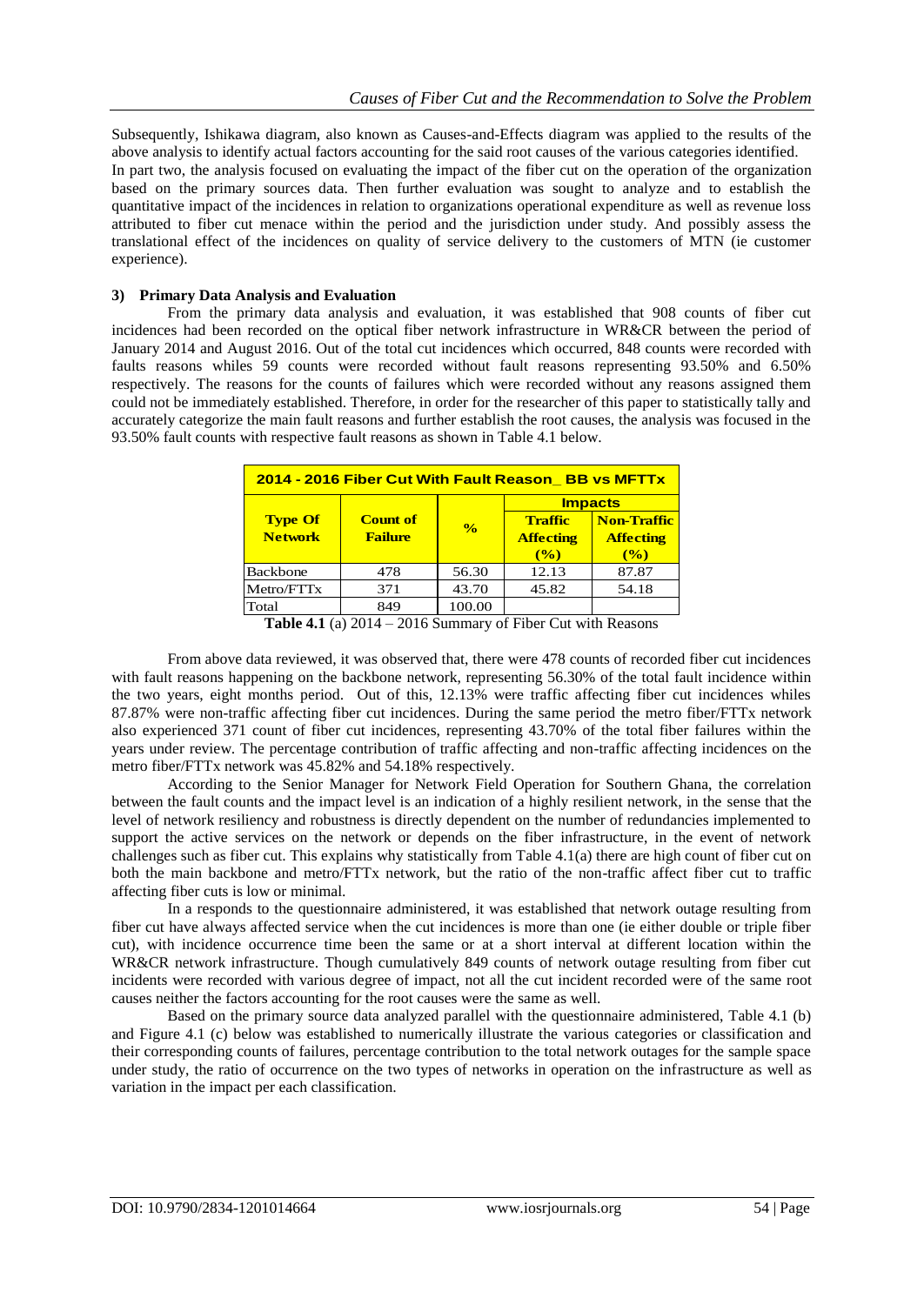Subsequently, Ishikawa diagram, also known as Causes-and-Effects diagram was applied to the results of the above analysis to identify actual factors accounting for the said root causes of the various categories identified.

In part two, the analysis focused on evaluating the impact of the fiber cut on the operation of the organization based on the primary sources data. Then further evaluation was sought to analyze and to establish the quantitative impact of the incidences in relation to organizations operational expenditure as well as revenue loss attributed to fiber cut menace within the period and the jurisdiction under study. And possibly assess the translational effect of the incidences on quality of service delivery to the customers of MTN (ie customer experience).

### 3) Primary Data Analysis and Evaluation

From the primary data analysis and evaluation, it was established that 908 counts of fiber cut incidences had been recorded on the optical fiber network infrastructure in WR&CR between the period of January 2014 and August 2016. Out of the total cut incidences which occurred, 848 counts were recorded with faults reasons whiles 59 counts were recorded without fault reasons representing 93.50% and 6.50% respectively. The reasons for the counts of failures which were recorded without any reasons assigned them could not be immediately established. Therefore, in order for the researcher of this paper to statistically tally and accurately categorize the main fault reasons and further establish the root causes, the analysis was focused in the 93.50% fault counts with respective fault reasons as shown in Table 4.1 below.

| 2014 - 2016 Fiber Cut With Fault Reason_ BB vs MFTTx | | | | |
|---|---|---|---|---|
| | | | Impacts | |
| Type Of Network | Count of Failure | % | Traffic Affecting (%) | Non-Traffic Affecting (%) |
| Backbone | 478 | 56.30 | 12.13 | 87.87 |
| Metro/FTTx | 371 | 43.70 | 45.82 | 54.18 |
| Total | 849 | 100.00 | | |

**Table 4.1** (a) 2014 – 2016 Summary of Fiber Cut with Reasons

From above data reviewed, it was observed that, there were 478 counts of recorded fiber cut incidences with fault reasons happening on the backbone network, representing 56.30% of the total fault incidence within the two years, eight months period. Out of this, 12.13% were traffic affecting fiber cut incidences whiles 87.87% were non-traffic affecting fiber cut incidences. During the same period the metro fiber/FTTx network also experienced 371 count of fiber cut incidences, representing 43.70% of the total fiber failures within the years under review. The percentage contribution of traffic affecting and non-traffic affecting incidences on the metro fiber/FTTx network was 45.82% and 54.18% respectively.

According to the Senior Manager for Network Field Operation for Southern Ghana, the correlation between the fault counts and the impact level is an indication of a highly resilient network, in the sense that the level of network resiliency and robustness is directly dependent on the number of redundancies implemented to support the active services on the network or depends on the fiber infrastructure, in the event of network challenges such as fiber cut. This explains why statistically from Table 4.1(a) there are high count of fiber cut on both the main backbone and metro/FTTx network, but the ratio of the non-traffic affect fiber cut to traffic affecting fiber cuts is low or minimal.

In a responds to the questionnaire administered, it was established that network outage resulting from fiber cut have always affected service when the cut incidences is more than one (ie either double or triple fiber cut), with incidence occurrence time been the same or at a short interval at different location within the WR&CR network infrastructure. Though cumulatively 849 counts of network outage resulting from fiber cut incidents were recorded with various degree of impact, not all the cut incident recorded were of the same root causes neither the factors accounting for the root causes were the same as well.

Based on the primary source data analyzed parallel with the questionnaire administered, Table 4.1 (b) and Figure 4.1 (c) below was established to numerically illustrate the various categories or classification and their corresponding counts of failures, percentage contribution to the total network outages for the sample space under study, the ratio of occurrence on the two types of networks in operation on the infrastructure as well as variation in the impact per each classification.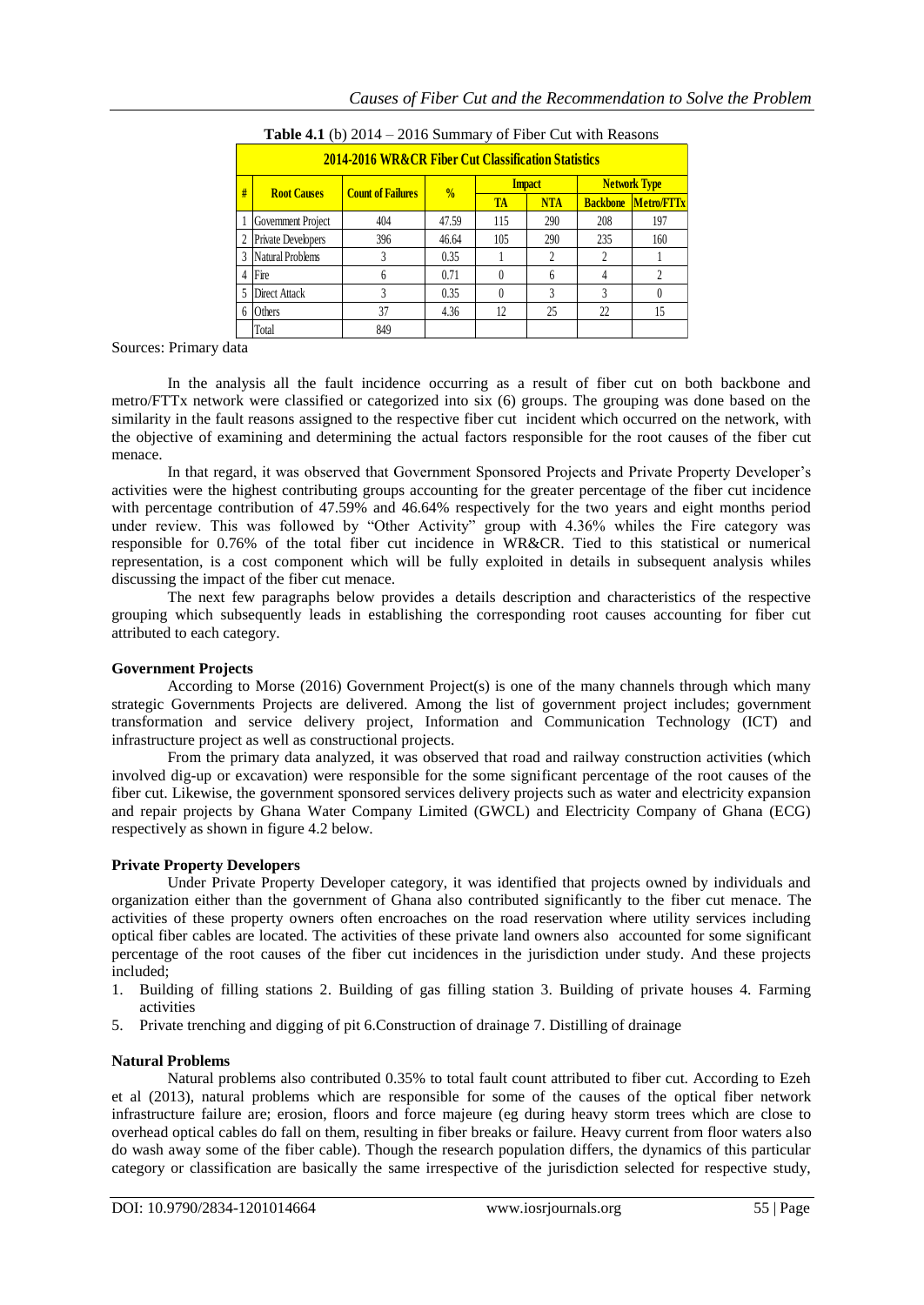**Table 4.1** (b) 2014 – 2016 Summary of Fiber Cut with Reasons

| 2014-2016 WR&CR Fiber Cut Classification Statistics | | | | | | | |
|---|---|---|---|---|---|---|---|
| # | Root Causes | Count of Failures | % | Impact | | Network Type | |
| | | | | TA | NTA | Backbone | Metro/FTTx |
| 1 | Government Project | 404 | 47.59 | 115 | 290 | 208 | 197 |
| 2 | Private Developers | 396 | 46.64 | 105 | 290 | 235 | 160 |
| 3 | Natural Problems | 3 | 0.35 | 1 | 2 | 2 | 1 |
| 4 | Fire | 6 | 0.71 | 0 | 6 | 4 | 2 |
| 5 | Direct Attack | 3 | 0.35 | 0 | 3 | 3 | 0 |
| 6 | Others | 37 | 4.36 | 12 | 25 | 22 | 15 |
| | Total | 849 | | | | | |

Sources: Primary data

In the analysis all the fault incidence occurring as a result of fiber cut on both backbone and metro/FTTx network were classified or categorized into six (6) groups. The grouping was done based on the similarity in the fault reasons assigned to the respective fiber cut incident which occurred on the network, with the objective of examining and determining the actual factors responsible for the root causes of the fiber cut menace.

In that regard, it was observed that Government Sponsored Projects and Private Property Developer's activities were the highest contributing groups accounting for the greater percentage of the fiber cut incidence with percentage contribution of 47.59% and 46.64% respectively for the two years and eight months period under review. This was followed by "Other Activity" group with 4.36% whiles the Fire category was responsible for 0.76% of the total fiber cut incidence in WR&CR. Tied to this statistical or numerical representation, is a cost component which will be fully exploited in details in subsequent analysis whiles discussing the impact of the fiber cut menace.

The next few paragraphs below provides a details description and characteristics of the respective grouping which subsequently leads in establishing the corresponding root causes accounting for fiber cut attributed to each category.

**Government Projects**

According to Morse (2016) Government Project(s) is one of the many channels through which many strategic Governments Projects are delivered. Among the list of government project includes; government transformation and service delivery project, Information and Communication Technology (ICT) and infrastructure project as well as constructional projects.

From the primary data analyzed, it was observed that road and railway construction activities (which involved dig-up or excavation) were responsible for the some significant percentage of the root causes of the fiber cut. Likewise, the government sponsored services delivery projects such as water and electricity expansion and repair projects by Ghana Water Company Limited (GWCL) and Electricity Company of Ghana (ECG) respectively as shown in figure 4.2 below.

**Private Property Developers**

Under Private Property Developer category, it was identified that projects owned by individuals and organization either than the government of Ghana also contributed significantly to the fiber cut menace. The activities of these property owners often encroaches on the road reservation where utility services including optical fiber cables are located. The activities of these private land owners also accounted for some significant percentage of the root causes of the fiber cut incidences in the jurisdiction under study. And these projects included;

1. Building of filling stations 2. Building of gas filling station 3. Building of private houses 4. Farming activities
5. Private trenching and digging of pit 6.Construction of drainage 7. Distilling of drainage

**Natural Problems**

Natural problems also contributed 0.35% to total fault count attributed to fiber cut. According to Ezeh et al (2013), natural problems which are responsible for some of the causes of the optical fiber network infrastructure failure are; erosion, floors and force majeure (eg during heavy storm trees which are close to overhead optical cables do fall on them, resulting in fiber breaks or failure. Heavy current from floor waters also do wash away some of the fiber cable). Though the research population differs, the dynamics of this particular category or classification are basically the same irrespective of the jurisdiction selected for respective study,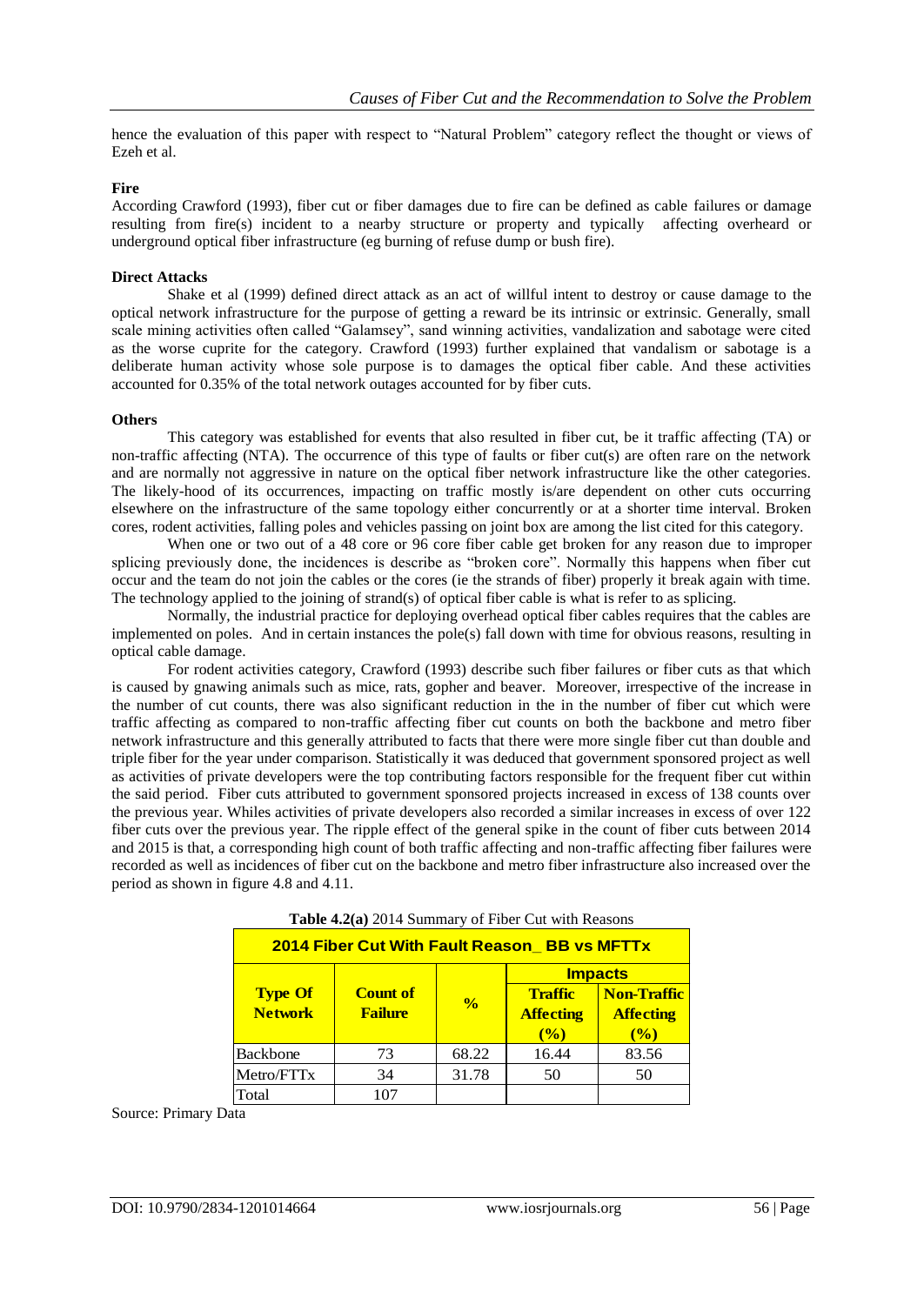hence the evaluation of this paper with respect to "Natural Problem" category reflect the thought or views of Ezeh et al.

**Fire**

According Crawford (1993), fiber cut or fiber damages due to fire can be defined as cable failures or damage resulting from fire(s) incident to a nearby structure or property and typically affecting overheard or underground optical fiber infrastructure (eg burning of refuse dump or bush fire).

**Direct Attacks**

Shake et al (1999) defined direct attack as an act of willful intent to destroy or cause damage to the optical network infrastructure for the purpose of getting a reward be its intrinsic or extrinsic. Generally, small scale mining activities often called "Galamsey", sand winning activities, vandalization and sabotage were cited as the worse cuprite for the category. Crawford (1993) further explained that vandalism or sabotage is a deliberate human activity whose sole purpose is to damages the optical fiber cable. And these activities accounted for 0.35% of the total network outages accounted for by fiber cuts.

**Others**

This category was established for events that also resulted in fiber cut, be it traffic affecting (TA) or non-traffic affecting (NTA). The occurrence of this type of faults or fiber cut(s) are often rare on the network and are normally not aggressive in nature on the optical fiber network infrastructure like the other categories. The likely-hood of its occurrences, impacting on traffic mostly is/are dependent on other cuts occurring elsewhere on the infrastructure of the same topology either concurrently or at a shorter time interval. Broken cores, rodent activities, falling poles and vehicles passing on joint box are among the list cited for this category.

When one or two out of a 48 core or 96 core fiber cable get broken for any reason due to improper splicing previously done, the incidences is describe as "broken core". Normally this happens when fiber cut occur and the team do not join the cables or the cores (ie the strands of fiber) properly it break again with time. The technology applied to the joining of strand(s) of optical fiber cable is what is refer to as splicing.

Normally, the industrial practice for deploying overhead optical fiber cables requires that the cables are implemented on poles. And in certain instances the pole(s) fall down with time for obvious reasons, resulting in optical cable damage.

For rodent activities category, Crawford (1993) describe such fiber failures or fiber cuts as that which is caused by gnawing animals such as mice, rats, gopher and beaver. Moreover, irrespective of the increase in the number of cut counts, there was also significant reduction in the in the number of fiber cut which were traffic affecting as compared to non-traffic affecting fiber cut counts on both the backbone and metro fiber network infrastructure and this generally attributed to facts that there were more single fiber cut than double and triple fiber for the year under comparison. Statistically it was deduced that government sponsored project as well as activities of private developers were the top contributing factors responsible for the frequent fiber cut within the said period. Fiber cuts attributed to government sponsored projects increased in excess of 138 counts over the previous year. Whiles activities of private developers also recorded a similar increases in excess of over 122 fiber cuts over the previous year. The ripple effect of the general spike in the count of fiber cuts between 2014 and 2015 is that, a corresponding high count of both traffic affecting and non-traffic affecting fiber failures were recorded as well as incidences of fiber cut on the backbone and metro fiber infrastructure also increased over the period as shown in figure 4.8 and 4.11.

**Table 4.2(a)** 2014 Summary of Fiber Cut with Reasons

| 2014 Fiber Cut With Fault Reason_ BB vs MFTTx | | | | |
|---|---|---|---|---|
| | | | Impacts | |
| Type Of Network | Count of Failure | % | Traffic Affecting (%) | Non-Traffic Affecting (%) |
| Backbone | 73 | 68.22 | 16.44 | 83.56 |
| Metro/FTTx | 34 | 31.78 | 50 | 50 |
| Total | 107 | | | |

Source: Primary Data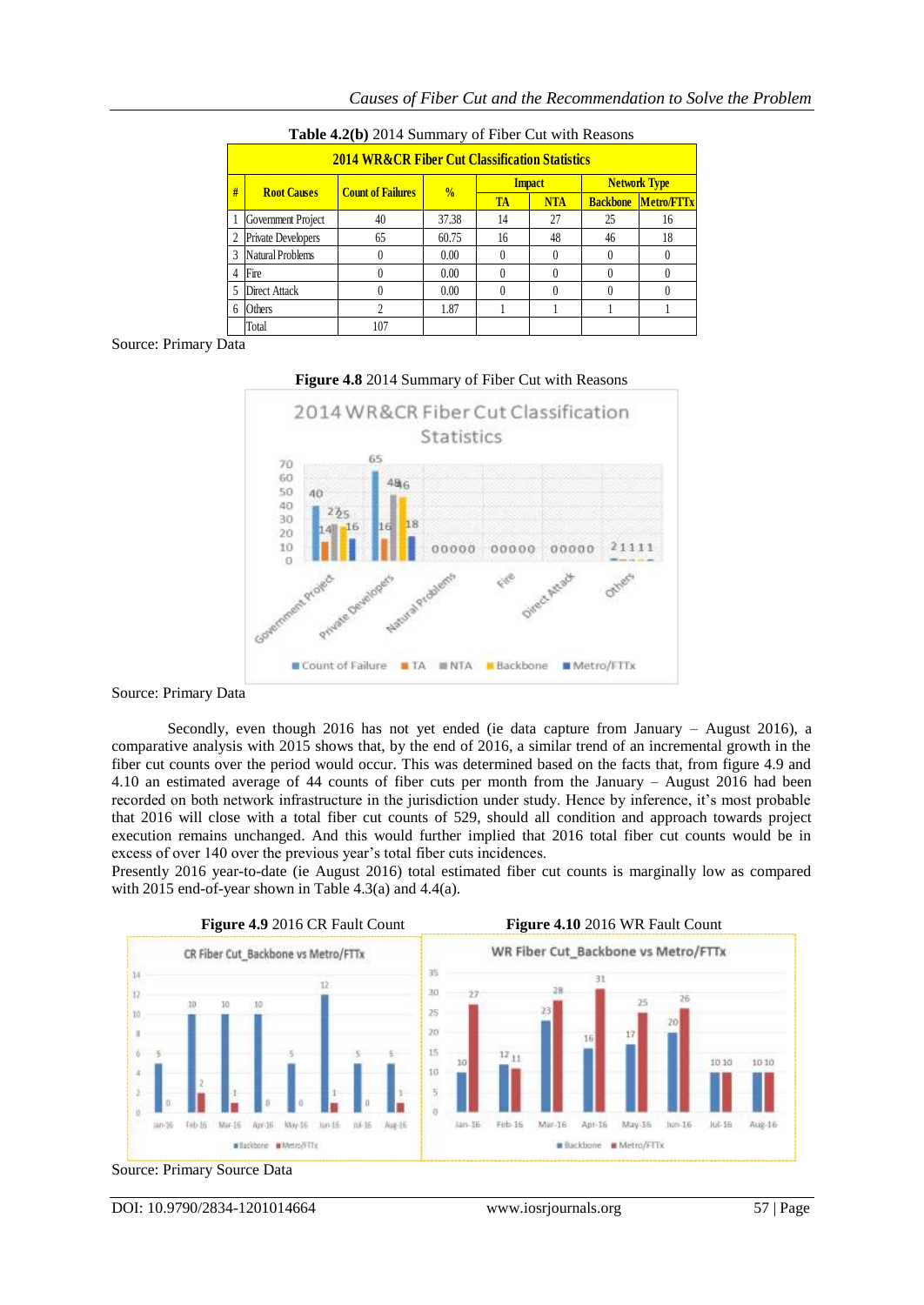**Table 4.2(b)** 2014 Summary of Fiber Cut with Reasons

| 2014 WR&CR Fiber Cut Classification Statistics | | | | | | | |
|---|---|---|---|---|---|---|---|
| # | Root Causes | Count of Failures | % | Impact | | Network Type | |
| | | | | TA | NTA | Backbone | Metro/FTTx |
| 1 | Government Project | 40 | 37.38 | 14 | 27 | 25 | 16 |
| 2 | Private Developers | 65 | 60.75 | 16 | 48 | 46 | 18 |
| 3 | Natural Problems | 0 | 0.00 | 0 | 0 | 0 | 0 |
| 4 | Fire | 0 | 0.00 | 0 | 0 | 0 | 0 |
| 5 | Direct Attack | 0 | 0.00 | 0 | 0 | 0 | 0 |
| 6 | Others | 2 | 1.87 | 1 | 1 | 1 | 1 |
| | Total | 107 | | | | | |

Source: Primary Data

**Figure 4.8** 2014 Summary of Fiber Cut with Reasons

2014 WR&CR Fiber Cut Classification Statistics

Government Project, Private Developers, Natural Problems, Fire, Direct Attack, Others

Count of Failure, TA, NTA, Backbone, Metro/FTTx

Source: Primary Data

Secondly, even though 2016 has not yet ended (ie data capture from January – August 2016), a comparative analysis with 2015 shows that, by the end of 2016, a similar trend of an incremental growth in the fiber cut counts over the period would occur. This was determined based on the facts that, from figure 4.9 and 4.10 an estimated average of 44 counts of fiber cuts per month from the January – August 2016 had been recorded on both network infrastructure in the jurisdiction under study. Hence by inference, it's most probable that 2016 will close with a total fiber cut counts of 529, should all condition and approach towards project execution remains unchanged. And this would further implied that 2016 total fiber cut counts would be in excess of over 140 over the previous year's total fiber cuts incidences.

Presently 2016 year-to-date (ie August 2016) total estimated fiber cut counts is marginally low as compared with 2015 end-of-year shown in Table 4.3(a) and 4.4(a).

**Figure 4.9** 2016 CR Fault Count

CR Fiber Cut_Backbone vs Metro/FTTx

Backbone, Metro/FTTx

**Figure 4.10** 2016 WR Fault Count

WR Fiber Cut_Backbone vs Metro/FTTx

Backbone, Metro/FTTx

Source: Primary Source Data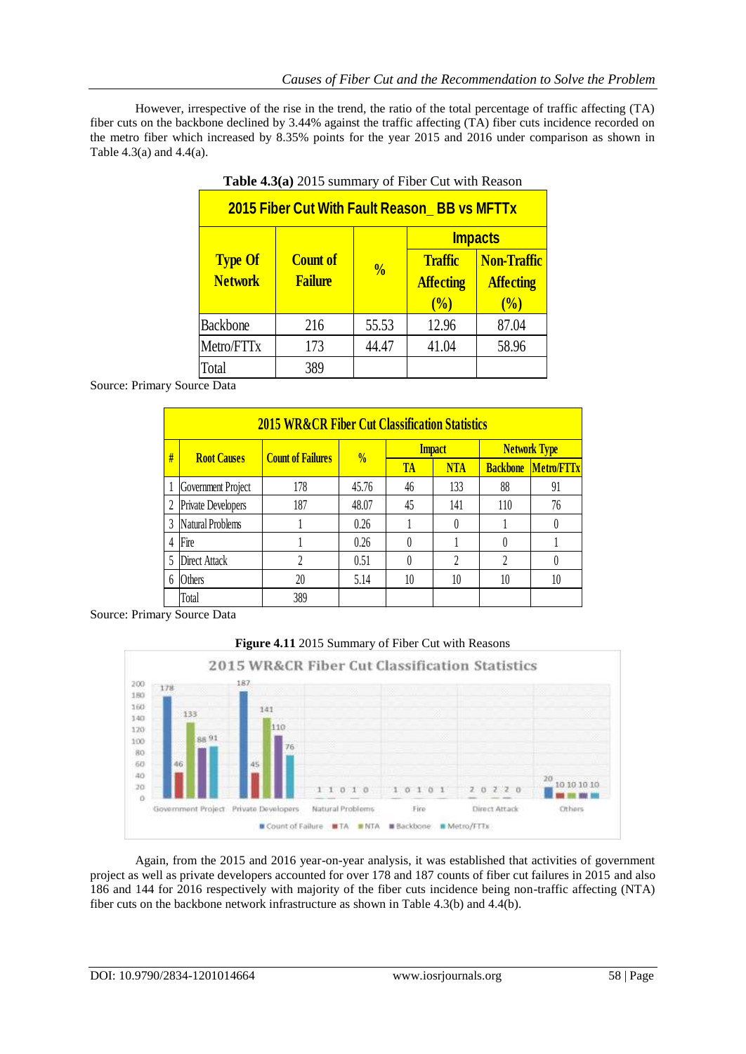However, irrespective of the rise in the trend, the ratio of the total percentage of traffic affecting (TA) fiber cuts on the backbone declined by 3.44% against the traffic affecting (TA) fiber cuts incidence recorded on the metro fiber which increased by 8.35% points for the year 2015 and 2016 under comparison as shown in Table 4.3(a) and 4.4(a).

**Table 4.3(a)** 2015 summary of Fiber Cut with Reason

| 2015 Fiber Cut With Fault Reason_ BB vs MFTTx | | | | |
|---|---|---|---|---|
| Type Of Network | Count of Failure | % | Impacts | |
| | | | Traffic Affecting (%) | Non-Traffic Affecting (%) |
| Backbone | 216 | 55.53 | 12.96 | 87.04 |
| Metro/FTTx | 173 | 44.47 | 41.04 | 58.96 |
| Total | 389 | | | |

Source: Primary Source Data

| 2015 WR&CR Fiber Cut Classification Statistics | | | | | | | |
|---|---|---|---|---|---|---|---|
| # | Root Causes | Count of Failures | % | Impact | | Network Type | |
| | | | | TA | NTA | Backbone | Metro/FTTx |
| 1 | Government Project | 178 | 45.76 | 46 | 133 | 88 | 91 |
| 2 | Private Developers | 187 | 48.07 | 45 | 141 | 110 | 76 |
| 3 | Natural Problems | 1 | 0.26 | 1 | 0 | 1 | 0 |
| 4 | Fire | 1 | 0.26 | 0 | 1 | 0 | 1 |
| 5 | Direct Attack | 2 | 0.51 | 0 | 2 | 2 | 0 |
| 6 | Others | 20 | 5.14 | 10 | 10 | 10 | 10 |
| | Total | 389 | | | | | |

Source: Primary Source Data

**Figure 4.11** 2015 Summary of Fiber Cut with Reasons

Again, from the 2015 and 2016 year-on-year analysis, it was established that activities of government project as well as private developers accounted for over 178 and 187 counts of fiber cut failures in 2015 and also 186 and 144 for 2016 respectively with majority of the fiber cuts incidence being non-traffic affecting (NTA) fiber cuts on the backbone network infrastructure as shown in Table 4.3(b) and 4.4(b).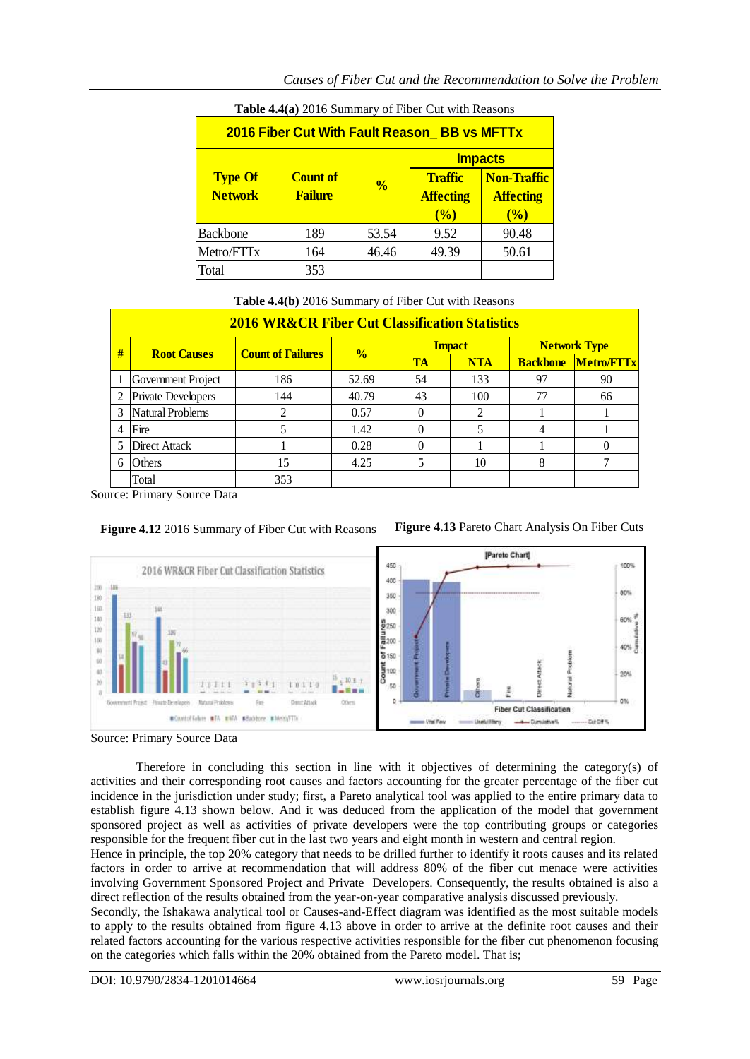**Table 4.4(a)** 2016 Summary of Fiber Cut with Reasons

| 2016 Fiber Cut With Fault Reason_ BB vs MFTTx | | | | |
|---|---|---|---|---|
| Type Of Network | Count of Failure | % | Impacts | |
| | | | Traffic Affecting (%) | Non-Traffic Affecting (%) |
| Backbone | 189 | 53.54 | 9.52 | 90.48 |
| Metro/FTTx | 164 | 46.46 | 49.39 | 50.61 |
| Total | 353 | | | |

**Table 4.4(b)** 2016 Summary of Fiber Cut with Reasons

| 2016 WR&CR Fiber Cut Classification Statistics | | | | | | | |
|---|---|---|---|---|---|---|---|
| # | Root Causes | Count of Failures | % | Impact | | Network Type | |
| | | | | TA | NTA | Backbone | Metro/FTTx |
| 1 | Government Project | 186 | 52.69 | 54 | 133 | 97 | 90 |
| 2 | Private Developers | 144 | 40.79 | 43 | 100 | 77 | 66 |
| 3 | Natural Problems | 2 | 0.57 | 0 | 2 | 1 | 1 |
| 4 | Fire | 5 | 1.42 | 0 | 5 | 4 | 1 |
| 5 | Direct Attack | 1 | 0.28 | 0 | 1 | 1 | 0 |
| 6 | Others | 15 | 4.25 | 5 | 10 | 8 | 7 |
| | Total | 353 | | | | | |

Source: Primary Source Data

**Figure 4.12** 2016 Summary of Fiber Cut with Reasons

**Figure 4.13** Pareto Chart Analysis On Fiber Cuts

Source: Primary Source Data

Therefore in concluding this section in line with it objectives of determining the category(s) of activities and their corresponding root causes and factors accounting for the greater percentage of the fiber cut incidence in the jurisdiction under study; first, a Pareto analytical tool was applied to the entire primary data to establish figure 4.13 shown below. And it was deduced from the application of the model that government sponsored project as well as activities of private developers were the top contributing groups or categories responsible for the frequent fiber cut in the last two years and eight month in western and central region.

Hence in principle, the top 20% category that needs to be drilled further to identify it roots causes and its related factors in order to arrive at recommendation that will address 80% of the fiber cut menace were activities involving Government Sponsored Project and Private Developers. Consequently, the results obtained is also a direct reflection of the results obtained from the year-on-year comparative analysis discussed previously.

Secondly, the Ishakawa analytical tool or Causes-and-Effect diagram was identified as the most suitable models to apply to the results obtained from figure 4.13 above in order to arrive at the definite root causes and their related factors accounting for the various respective activities responsible for the fiber cut phenomenon focusing on the categories which falls within the 20% obtained from the Pareto model. That is;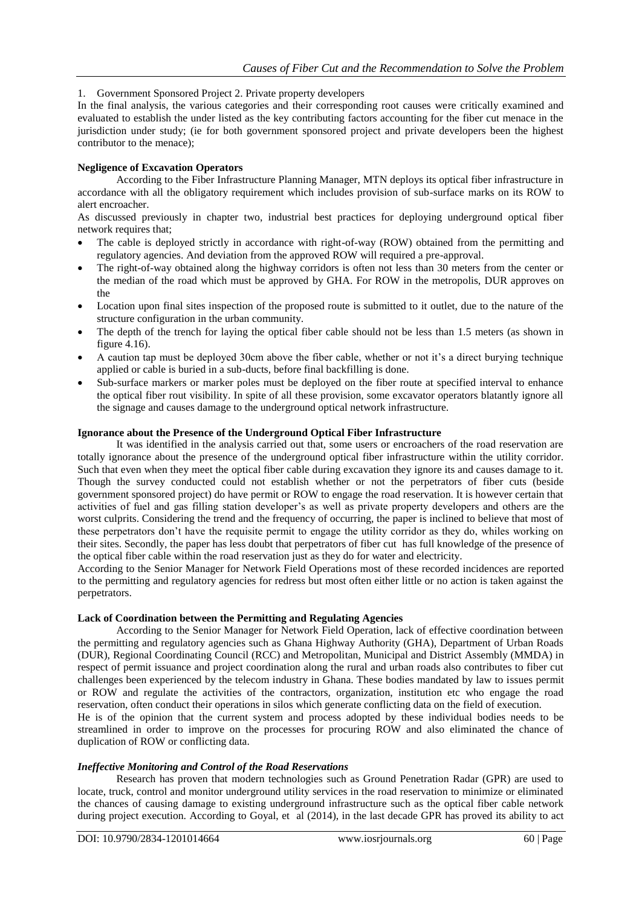1. Government Sponsored Project 2. Private property developers

In the final analysis, the various categories and their corresponding root causes were critically examined and evaluated to establish the under listed as the key contributing factors accounting for the fiber cut menace in the jurisdiction under study; (ie for both government sponsored project and private developers been the highest contributor to the menace);

**Negligence of Excavation Operators**

According to the Fiber Infrastructure Planning Manager, MTN deploys its optical fiber infrastructure in accordance with all the obligatory requirement which includes provision of sub-surface marks on its ROW to alert encroacher.

As discussed previously in chapter two, industrial best practices for deploying underground optical fiber network requires that;

- The cable is deployed strictly in accordance with right-of-way (ROW) obtained from the permitting and regulatory agencies. And deviation from the approved ROW will required a pre-approval.
- The right-of-way obtained along the highway corridors is often not less than 30 meters from the center or the median of the road which must be approved by GHA. For ROW in the metropolis, DUR approves on the
- Location upon final sites inspection of the proposed route is submitted to it outlet, due to the nature of the structure configuration in the urban community.
- The depth of the trench for laying the optical fiber cable should not be less than 1.5 meters (as shown in figure 4.16).
- A caution tap must be deployed 30cm above the fiber cable, whether or not it's a direct burying technique applied or cable is buried in a sub-ducts, before final backfilling is done.
- Sub-surface markers or marker poles must be deployed on the fiber route at specified interval to enhance the optical fiber rout visibility. In spite of all these provision, some excavator operators blatantly ignore all the signage and causes damage to the underground optical network infrastructure.

**Ignorance about the Presence of the Underground Optical Fiber Infrastructure**

It was identified in the analysis carried out that, some users or encroachers of the road reservation are totally ignorance about the presence of the underground optical fiber infrastructure within the utility corridor. Such that even when they meet the optical fiber cable during excavation they ignore its and causes damage to it. Though the survey conducted could not establish whether or not the perpetrators of fiber cuts (beside government sponsored project) do have permit or ROW to engage the road reservation. It is however certain that activities of fuel and gas filling station developer's as well as private property developers and others are the worst culprits. Considering the trend and the frequency of occurring, the paper is inclined to believe that most of these perpetrators don't have the requisite permit to engage the utility corridor as they do, whiles working on their sites. Secondly, the paper has less doubt that perpetrators of fiber cut has full knowledge of the presence of the optical fiber cable within the road reservation just as they do for water and electricity.

According to the Senior Manager for Network Field Operations most of these recorded incidences are reported to the permitting and regulatory agencies for redress but most often either little or no action is taken against the perpetrators.

**Lack of Coordination between the Permitting and Regulating Agencies**

According to the Senior Manager for Network Field Operation, lack of effective coordination between the permitting and regulatory agencies such as Ghana Highway Authority (GHA), Department of Urban Roads (DUR), Regional Coordinating Council (RCC) and Metropolitan, Municipal and District Assembly (MMDA) in respect of permit issuance and project coordination along the rural and urban roads also contributes to fiber cut challenges been experienced by the telecom industry in Ghana. These bodies mandated by law to issues permit or ROW and regulate the activities of the contractors, organization, institution etc who engage the road reservation, often conduct their operations in silos which generate conflicting data on the field of execution.

He is of the opinion that the current system and process adopted by these individual bodies needs to be streamlined in order to improve on the processes for procuring ROW and also eliminated the chance of duplication of ROW or conflicting data.

***Ineffective Monitoring and Control of the Road Reservations***

Research has proven that modern technologies such as Ground Penetration Radar (GPR) are used to locate, truck, control and monitor underground utility services in the road reservation to minimize or eliminated the chances of causing damage to existing underground infrastructure such as the optical fiber cable network during project execution. According to Goyal, et al (2014), in the last decade GPR has proved its ability to act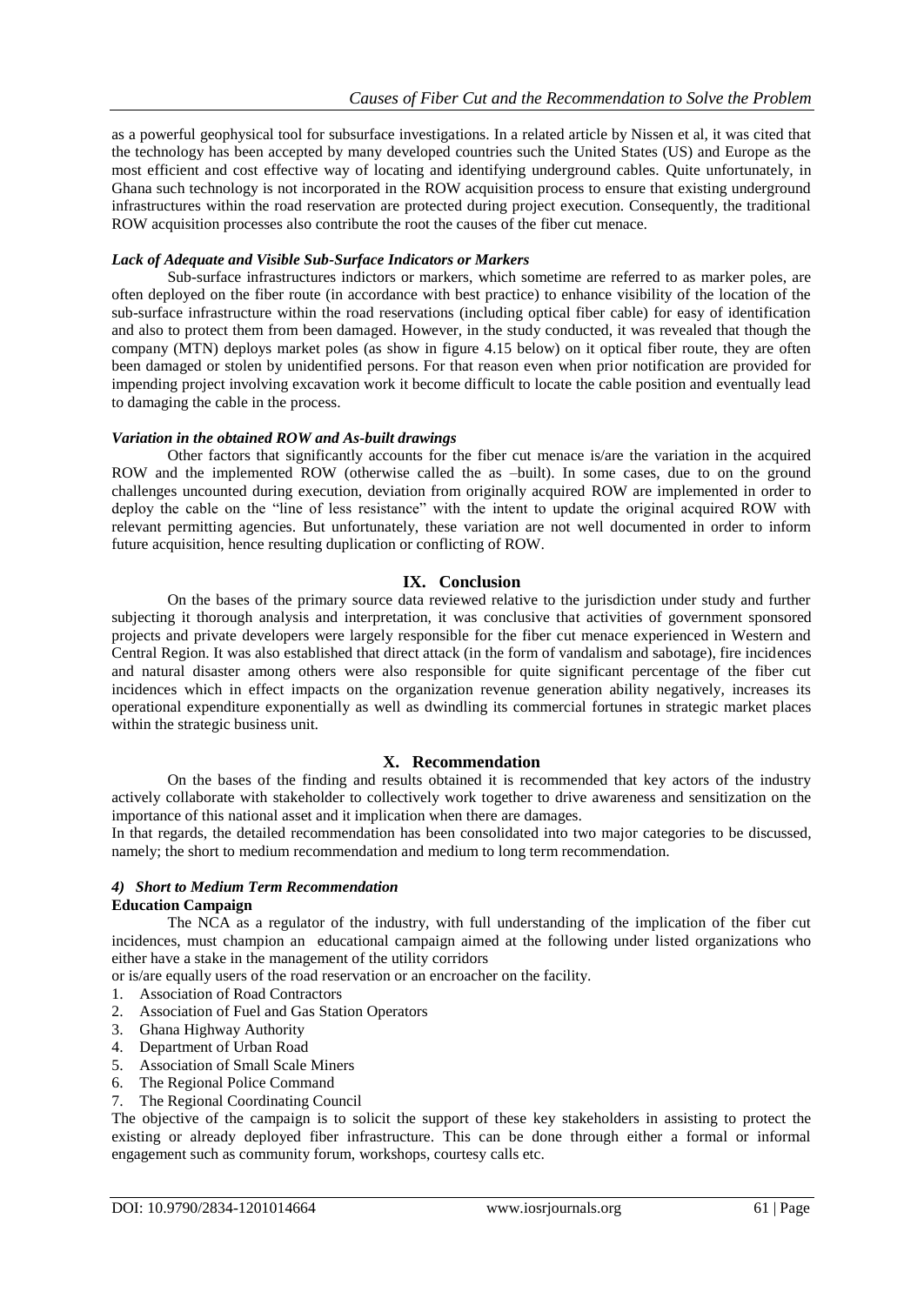as a powerful geophysical tool for subsurface investigations. In a related article by Nissen et al, it was cited that the technology has been accepted by many developed countries such the United States (US) and Europe as the most efficient and cost effective way of locating and identifying underground cables. Quite unfortunately, in Ghana such technology is not incorporated in the ROW acquisition process to ensure that existing underground infrastructures within the road reservation are protected during project execution. Consequently, the traditional ROW acquisition processes also contribute the root the causes of the fiber cut menace.

***Lack of Adequate and Visible Sub-Surface Indicators or Markers***

Sub-surface infrastructures indictors or markers, which sometime are referred to as marker poles, are often deployed on the fiber route (in accordance with best practice) to enhance visibility of the location of the sub-surface infrastructure within the road reservations (including optical fiber cable) for easy of identification and also to protect them from been damaged. However, in the study conducted, it was revealed that though the company (MTN) deploys market poles (as show in figure 4.15 below) on it optical fiber route, they are often been damaged or stolen by unidentified persons. For that reason even when prior notification are provided for impending project involving excavation work it become difficult to locate the cable position and eventually lead to damaging the cable in the process.

***Variation in the obtained ROW and As-built drawings***

Other factors that significantly accounts for the fiber cut menace is/are the variation in the acquired ROW and the implemented ROW (otherwise called the as –built). In some cases, due to on the ground challenges uncounted during execution, deviation from originally acquired ROW are implemented in order to deploy the cable on the "line of less resistance" with the intent to update the original acquired ROW with relevant permitting agencies. But unfortunately, these variation are not well documented in order to inform future acquisition, hence resulting duplication or conflicting of ROW.

## IX. Conclusion

On the bases of the primary source data reviewed relative to the jurisdiction under study and further subjecting it thorough analysis and interpretation, it was conclusive that activities of government sponsored projects and private developers were largely responsible for the fiber cut menace experienced in Western and Central Region. It was also established that direct attack (in the form of vandalism and sabotage), fire incidences and natural disaster among others were also responsible for quite significant percentage of the fiber cut incidences which in effect impacts on the organization revenue generation ability negatively, increases its operational expenditure exponentially as well as dwindling its commercial fortunes in strategic market places within the strategic business unit.

## X. Recommendation

On the bases of the finding and results obtained it is recommended that key actors of the industry actively collaborate with stakeholder to collectively work together to drive awareness and sensitization on the importance of this national asset and it implication when there are damages.

In that regards, the detailed recommendation has been consolidated into two major categories to be discussed, namely; the short to medium recommendation and medium to long term recommendation.

### *4) Short to Medium Term Recommendation*

**Education Campaign**

The NCA as a regulator of the industry, with full understanding of the implication of the fiber cut incidences, must champion an educational campaign aimed at the following under listed organizations who either have a stake in the management of the utility corridors or is/are equally users of the road reservation or an encroacher on the facility.

1. Association of Road Contractors
2. Association of Fuel and Gas Station Operators
3. Ghana Highway Authority
4. Department of Urban Road
5. Association of Small Scale Miners
6. The Regional Police Command
7. The Regional Coordinating Council

The objective of the campaign is to solicit the support of these key stakeholders in assisting to protect the existing or already deployed fiber infrastructure. This can be done through either a formal or informal engagement such as community forum, workshops, courtesy calls etc.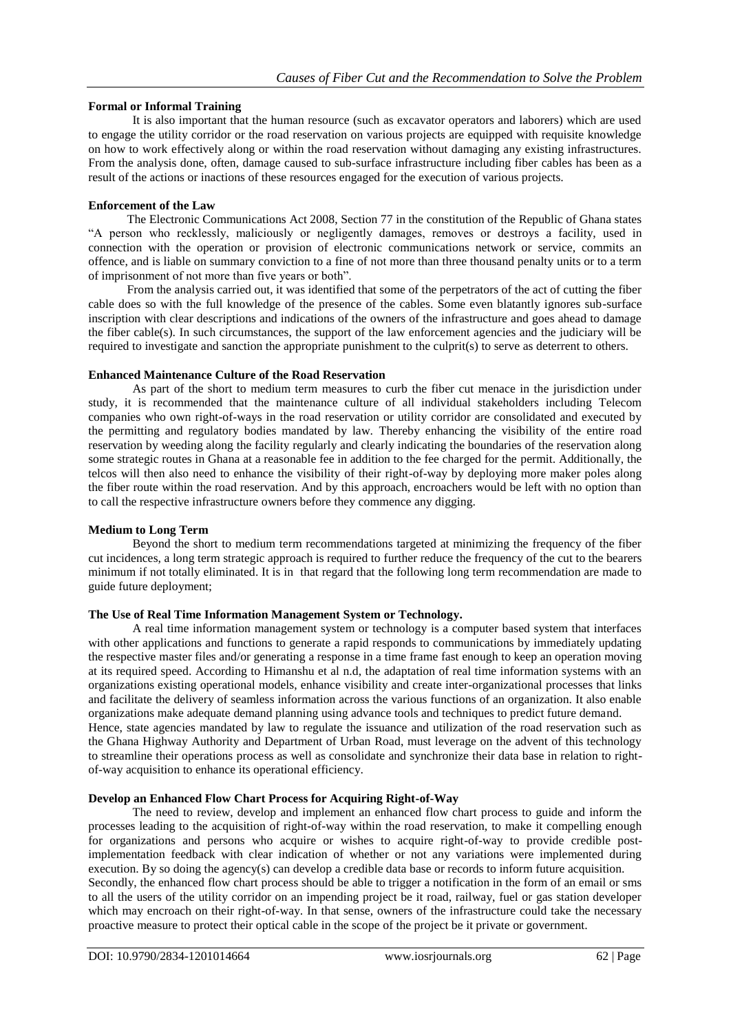**Formal or Informal Training**

It is also important that the human resource (such as excavator operators and laborers) which are used to engage the utility corridor or the road reservation on various projects are equipped with requisite knowledge on how to work effectively along or within the road reservation without damaging any existing infrastructures. From the analysis done, often, damage caused to sub-surface infrastructure including fiber cables has been as a result of the actions or inactions of these resources engaged for the execution of various projects.

**Enforcement of the Law**

The Electronic Communications Act 2008, Section 77 in the constitution of the Republic of Ghana states "A person who recklessly, maliciously or negligently damages, removes or destroys a facility, used in connection with the operation or provision of electronic communications network or service, commits an offence, and is liable on summary conviction to a fine of not more than three thousand penalty units or to a term of imprisonment of not more than five years or both".

From the analysis carried out, it was identified that some of the perpetrators of the act of cutting the fiber cable does so with the full knowledge of the presence of the cables. Some even blatantly ignores sub-surface inscription with clear descriptions and indications of the owners of the infrastructure and goes ahead to damage the fiber cable(s). In such circumstances, the support of the law enforcement agencies and the judiciary will be required to investigate and sanction the appropriate punishment to the culprit(s) to serve as deterrent to others.

**Enhanced Maintenance Culture of the Road Reservation**

As part of the short to medium term measures to curb the fiber cut menace in the jurisdiction under study, it is recommended that the maintenance culture of all individual stakeholders including Telecom companies who own right-of-ways in the road reservation or utility corridor are consolidated and executed by the permitting and regulatory bodies mandated by law. Thereby enhancing the visibility of the entire road reservation by weeding along the facility regularly and clearly indicating the boundaries of the reservation along some strategic routes in Ghana at a reasonable fee in addition to the fee charged for the permit. Additionally, the telcos will then also need to enhance the visibility of their right-of-way by deploying more maker poles along the fiber route within the road reservation. And by this approach, encroachers would be left with no option than to call the respective infrastructure owners before they commence any digging.

**Medium to Long Term**

Beyond the short to medium term recommendations targeted at minimizing the frequency of the fiber cut incidences, a long term strategic approach is required to further reduce the frequency of the cut to the bearers minimum if not totally eliminated. It is in that regard that the following long term recommendation are made to guide future deployment;

**The Use of Real Time Information Management System or Technology.**

A real time information management system or technology is a computer based system that interfaces with other applications and functions to generate a rapid responds to communications by immediately updating the respective master files and/or generating a response in a time frame fast enough to keep an operation moving at its required speed. According to Himanshu et al n.d, the adaptation of real time information systems with an organizations existing operational models, enhance visibility and create inter-organizational processes that links and facilitate the delivery of seamless information across the various functions of an organization. It also enable organizations make adequate demand planning using advance tools and techniques to predict future demand.

Hence, state agencies mandated by law to regulate the issuance and utilization of the road reservation such as the Ghana Highway Authority and Department of Urban Road, must leverage on the advent of this technology to streamline their operations process as well as consolidate and synchronize their data base in relation to right-of-way acquisition to enhance its operational efficiency.

**Develop an Enhanced Flow Chart Process for Acquiring Right-of-Way**

The need to review, develop and implement an enhanced flow chart process to guide and inform the processes leading to the acquisition of right-of-way within the road reservation, to make it compelling enough for organizations and persons who acquire or wishes to acquire right-of-way to provide credible post-implementation feedback with clear indication of whether or not any variations were implemented during execution. By so doing the agency(s) can develop a credible data base or records to inform future acquisition.

Secondly, the enhanced flow chart process should be able to trigger a notification in the form of an email or sms to all the users of the utility corridor on an impending project be it road, railway, fuel or gas station developer which may encroach on their right-of-way. In that sense, owners of the infrastructure could take the necessary proactive measure to protect their optical cable in the scope of the project be it private or government.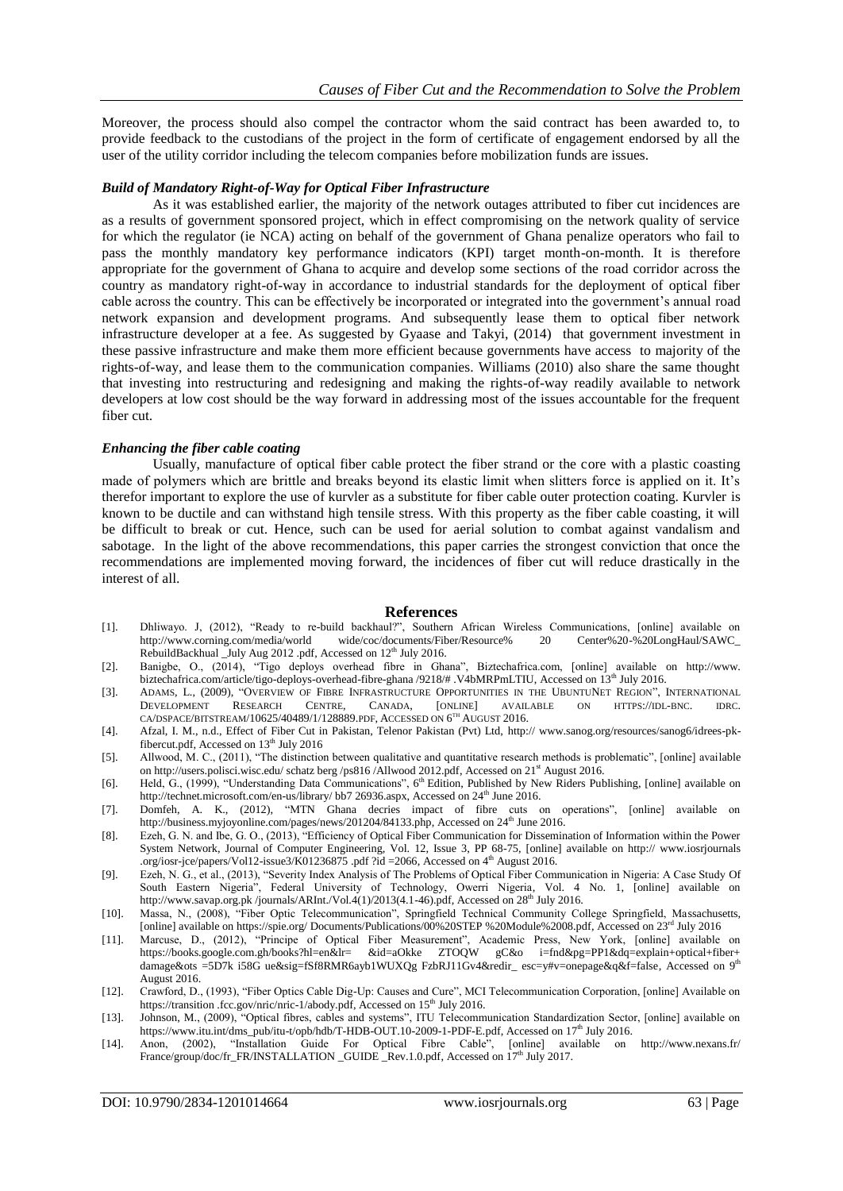Moreover, the process should also compel the contractor whom the said contract has been awarded to, to provide feedback to the custodians of the project in the form of certificate of engagement endorsed by all the user of the utility corridor including the telecom companies before mobilization funds are issues.

### *Build of Mandatory Right-of-Way for Optical Fiber Infrastructure*

As it was established earlier, the majority of the network outages attributed to fiber cut incidences are as a results of government sponsored project, which in effect compromising on the network quality of service for which the regulator (ie NCA) acting on behalf of the government of Ghana penalize operators who fail to pass the monthly mandatory key performance indicators (KPI) target month-on-month. It is therefore appropriate for the government of Ghana to acquire and develop some sections of the road corridor across the country as mandatory right-of-way in accordance to industrial standards for the deployment of optical fiber cable across the country. This can be effectively be incorporated or integrated into the government's annual road network expansion and development programs. And subsequently lease them to optical fiber network infrastructure developer at a fee. As suggested by Gyaase and Takyi, (2014) that government investment in these passive infrastructure and make them more efficient because governments have access to majority of the rights-of-way, and lease them to the communication companies. Williams (2010) also share the same thought that investing into restructuring and redesigning and making the rights-of-way readily available to network developers at low cost should be the way forward in addressing most of the issues accountable for the frequent fiber cut.

### *Enhancing the fiber cable coating*

Usually, manufacture of optical fiber cable protect the fiber strand or the core with a plastic coasting made of polymers which are brittle and breaks beyond its elastic limit when slitters force is applied on it. It's therefor important to explore the use of kurvler as a substitute for fiber cable outer protection coating. Kurvler is known to be ductile and can withstand high tensile stress. With this property as the fiber cable coasting, it will be difficult to break or cut. Hence, such can be used for aerial solution to combat against vandalism and sabotage. In the light of the above recommendations, this paper carries the strongest conviction that once the recommendations are implemented moving forward, the incidences of fiber cut will reduce drastically in the interest of all.

## References

[1]. Dhliwayo. J, (2012), "Ready to re-build backhaul?", Southern African Wireless Communications, [online] available on http://www.corning.com/media/world wide/coc/documents/Fiber/Resource% 20 Center%20-%20LongHaul/SAWC_ RebuildBackhual _July Aug 2012 .pdf, Accessed on 12th July 2016.

[2]. Banigbe, O., (2014), "Tigo deploys overhead fibre in Ghana", Biztechafrica.com, [online] available on http://www. biztechafrica.com/article/tigo-deploys-overhead-fibre-ghana /9218/# .V4bMRPmLTIU, Accessed on 13th July 2016.

[3]. Adams, L., (2009), "Overview of Fibre Infrastructure Opportunities in the UbuntuNet Region", International Development Research Centre, Canada, [online] available on https://idl-bnc. idrc. ca/dspace/bitstream/10625/40489/1/128889.pdf, Accessed on 6th August 2016.

[4]. Afzal, I. M., n.d., Effect of Fiber Cut in Pakistan, Telenor Pakistan (Pvt) Ltd, http:// www.sanog.org/resources/sanog6/idrees-pk-fibercut.pdf, Accessed on 13th July 2016

[5]. Allwood, M. C., (2011), "The distinction between qualitative and quantitative research methods is problematic", [online] available on http://users.polisci.wisc.edu/ schatz berg /ps816 /Allwood 2012.pdf, Accessed on 21st August 2016.

[6]. Held, G., (1999), "Understanding Data Communications", 6th Edition, Published by New Riders Publishing, [online] available on http://technet.microsoft.com/en-us/library/ bb7 26936.aspx, Accessed on 24th June 2016.

[7]. Domfeh, A. K., (2012), "MTN Ghana decries impact of fibre cuts on operations", [online] available on http://business.myjoyonline.com/pages/news/201204/84133.php, Accessed on 24th June 2016.

[8]. Ezeh, G. N. and Ibe, G. O., (2013), "Efficiency of Optical Fiber Communication for Dissemination of Information within the Power System Network, Journal of Computer Engineering, Vol. 12, Issue 3, PP 68-75, [online] available on http:// www.iosrjournals .org/iosr-jce/papers/Vol12-issue3/K01236875 .pdf ?id =2066, Accessed on 4th August 2016.

[9]. Ezeh, N. G., et al., (2013), "Severity Index Analysis of The Problems of Optical Fiber Communication in Nigeria: A Case Study Of South Eastern Nigeria", Federal University of Technology, Owerri Nigeria, Vol. 4 No. 1, [online] available on http://www.savap.org.pk /journals/ARInt./Vol.4(1)/2013(4.1-46).pdf, Accessed on 28th July 2016.

[10]. Massa, N., (2008), "Fiber Optic Telecommunication", Springfield Technical Community College Springfield, Massachusetts, [online] available on https://spie.org/ Documents/Publications/00%20STEP %20Module%2008.pdf, Accessed on 23rd July 2016

[11]. Marcuse, D., (2012), "Principe of Optical Fiber Measurement", Academic Press, New York, [online] available on https://books.google.com.gh/books?hl=en&lr= &id=aOkke ZTOQW gC&o i=fnd&pg=PP1&dq=explain+optical+fiber+ damage&ots =5D7k i58G ue&sig=fSf8RMR6ayb1WUXQg FzbRJ11Gv4&redir_ esc=y#v=onepage&q&f=false, Accessed on 9th August 2016.

[12]. Crawford, D., (1993), "Fiber Optics Cable Dig-Up: Causes and Cure", MCI Telecommunication Corporation, [online] Available on https://transition .fcc.gov/nric/nric-1/abody.pdf, Accessed on 15th July 2016.

[13]. Johnson, M., (2009), "Optical fibres, cables and systems", ITU Telecommunication Standardization Sector, [online] available on https://www.itu.int/dms_pub/itu-t/opb/hdb/T-HDB-OUT.10-2009-1-PDF-E.pdf, Accessed on 17th July 2016.

[14]. Anon, (2002), "Installation Guide For Optical Fibre Cable", [online] available on http://www.nexans.fr/ France/group/doc/fr_FR/INSTALLATION _GUIDE _Rev.1.0.pdf, Accessed on 17th July 2017.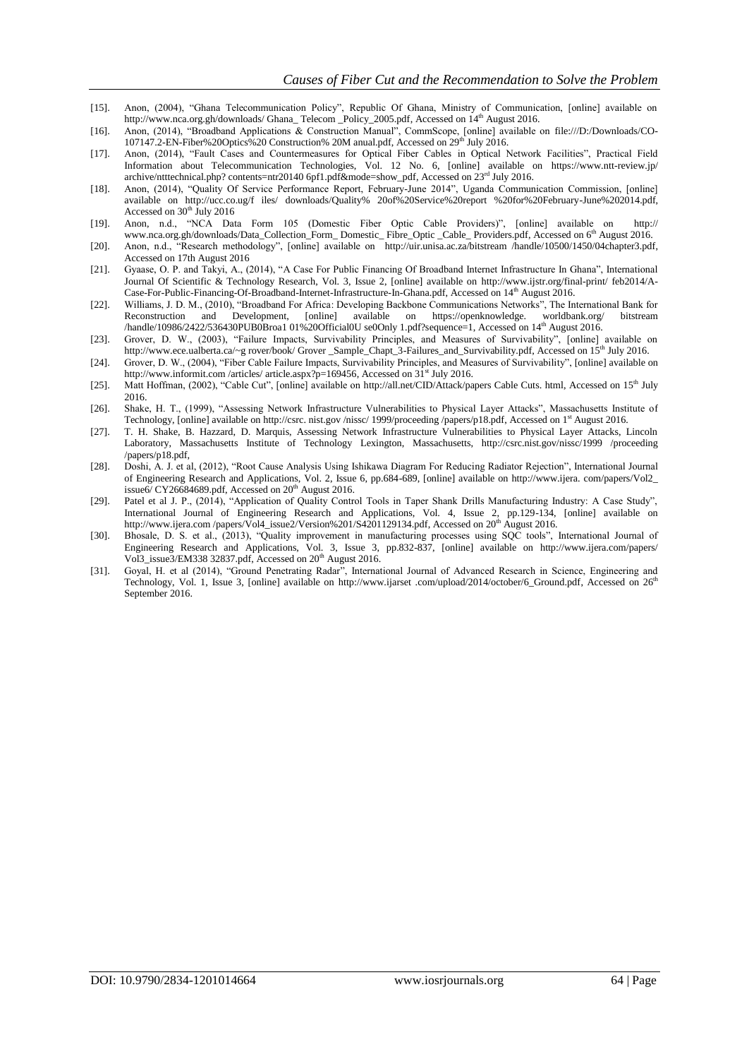[15]. Anon, (2004), "Ghana Telecommunication Policy", Republic Of Ghana, Ministry of Communication, [online] available on http://www.nca.org.gh/downloads/ Ghana_ Telecom _Policy_2005.pdf, Accessed on 14th August 2016.

[16]. Anon, (2014), "Broadband Applications & Construction Manual", CommScope, [online] available on file:///D:/Downloads/CO-107147.2-EN-Fiber%20Optics%20 Construction% 20M anual.pdf, Accessed on 29th July 2016.

[17]. Anon, (2014), "Fault Cases and Countermeasures for Optical Fiber Cables in Optical Network Facilities", Practical Field Information about Telecommunication Technologies, Vol. 12 No. 6, [online] available on https://www.ntt-review.jp/ archive/ntttechnical.php? contents=ntr20140 6pf1.pdf&mode=show_pdf, Accessed on 23rd July 2016.

[18]. Anon, (2014), "Quality Of Service Performance Report, February-June 2014", Uganda Communication Commission, [online] available on http://ucc.co.ug/f iles/ downloads/Quality% 20of%20Service%20report %20for%20February-June%202014.pdf, Accessed on 30th July 2016

[19]. Anon, n.d., "NCA Data Form 105 (Domestic Fiber Optic Cable Providers)", [online] available on http:// www.nca.org.gh/downloads/Data_Collection_Form_ Domestic_ Fibre_Optic _Cable_ Providers.pdf, Accessed on 6th August 2016.

[20]. Anon, n.d., "Research methodology", [online] available on http://uir.unisa.ac.za/bitstream /handle/10500/1450/04chapter3.pdf, Accessed on 17th August 2016

[21]. Gyaase, O. P. and Takyi, A., (2014), "A Case For Public Financing Of Broadband Internet Infrastructure In Ghana", International Journal Of Scientific & Technology Research, Vol. 3, Issue 2, [online] available on http://www.ijstr.org/final-print/ feb2014/A-Case-For-Public-Financing-Of-Broadband-Internet-Infrastructure-In-Ghana.pdf, Accessed on 14th August 2016.

[22]. Williams, J. D. M., (2010), "Broadband For Africa: Developing Backbone Communications Networks", The International Bank for Reconstruction and Development, [online] available on https://openknowledge. worldbank.org/ bitstream /handle/10986/2422/536430PUB0Broa1 01%20Official0U se0Only 1.pdf?sequence=1, Accessed on 14th August 2016.

[23]. Grover, D. W., (2003), "Failure Impacts, Survivability Principles, and Measures of Survivability", [online] available on http://www.ece.ualberta.ca/~g rover/book/ Grover _Sample_Chapt_3-Failures_and_Survivability.pdf, Accessed on 15th July 2016.

[24]. Grover, D. W., (2004), "Fiber Cable Failure Impacts, Survivability Principles, and Measures of Survivability", [online] available on http://www.informit.com /articles/ article.aspx?p=169456, Accessed on 31st July 2016.

[25]. Matt Hoffman, (2002), "Cable Cut", [online] available on http://all.net/CID/Attack/papers Cable Cuts. html, Accessed on 15th July 2016.

[26]. Shake, H. T., (1999), "Assessing Network Infrastructure Vulnerabilities to Physical Layer Attacks", Massachusetts Institute of Technology, [online] available on http://csrc. nist.gov /nissc/ 1999/proceeding /papers/p18.pdf, Accessed on 1st August 2016.

[27]. T. H. Shake, B. Hazzard, D. Marquis, Assessing Network Infrastructure Vulnerabilities to Physical Layer Attacks, Lincoln Laboratory, Massachusetts Institute of Technology Lexington, Massachusetts, http://csrc.nist.gov/nissc/1999 /proceeding /papers/p18.pdf,

[28]. Doshi, A. J. et al, (2012), "Root Cause Analysis Using Ishikawa Diagram For Reducing Radiator Rejection", International Journal of Engineering Research and Applications, Vol. 2, Issue 6, pp.684-689, [online] available on http://www.ijera. com/papers/Vol2_ issue6/ CY26684689.pdf, Accessed on 20th August 2016.

[29]. Patel et al J. P., (2014), "Application of Quality Control Tools in Taper Shank Drills Manufacturing Industry: A Case Study", International Journal of Engineering Research and Applications, Vol. 4, Issue 2, pp.129-134, [online] available on http://www.ijera.com /papers/Vol4_issue2/Version%201/S4201129134.pdf, Accessed on 20th August 2016.

[30]. Bhosale, D. S. et al., (2013), "Quality improvement in manufacturing processes using SQC tools", International Journal of Engineering Research and Applications, Vol. 3, Issue 3, pp.832-837, [online] available on http://www.ijera.com/papers/ Vol3_issue3/EM338 32837.pdf, Accessed on 20th August 2016.

[31]. Goyal, H. et al (2014), "Ground Penetrating Radar", International Journal of Advanced Research in Science, Engineering and Technology, Vol. 1, Issue 3, [online] available on http://www.ijarset .com/upload/2014/october/6_Ground.pdf, Accessed on 26th September 2016.